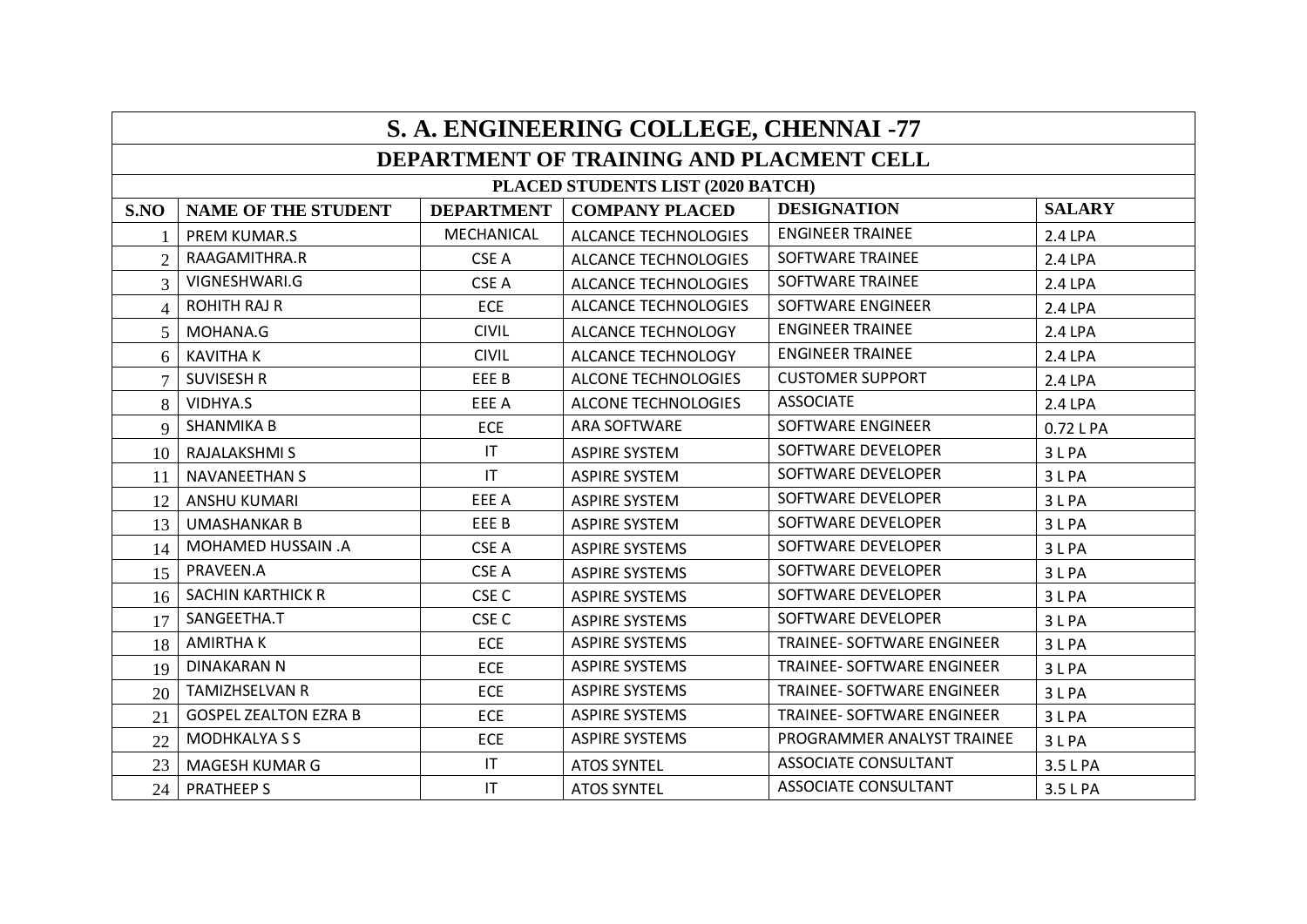# S. A. ENGINEERING COLLEGE, CHENNAI -77

## DEPARTMENT OF TRAINING AND PLACMENT CELL

### PLACED STUDENTS LIST (2020 BATCH)

| S.NO | NAME OF THE STUDENT | DEPARTMENT | COMPANY PLACED | DESIGNATION | SALARY |
|---|---|---|---|---|---|
| 1 | PREM KUMAR.S | MECHANICAL | ALCANCE TECHNOLOGIES | ENGINEER TRAINEE | 2.4 LPA |
| 2 | RAAGAMITHRA.R | CSE A | ALCANCE TECHNOLOGIES | SOFTWARE TRAINEE | 2.4 LPA |
| 3 | VIGNESHWARI.G | CSE A | ALCANCE TECHNOLOGIES | SOFTWARE TRAINEE | 2.4 LPA |
| 4 | ROHITH RAJ R | ECE | ALCANCE TECHNOLOGIES | SOFTWARE ENGINEER | 2.4 LPA |
| 5 | MOHANA.G | CIVIL | ALCANCE TECHNOLOGY | ENGINEER TRAINEE | 2.4 LPA |
| 6 | KAVITHA K | CIVIL | ALCANCE TECHNOLOGY | ENGINEER TRAINEE | 2.4 LPA |
| 7 | SUVISESH R | EEE B | ALCONE TECHNOLOGIES | CUSTOMER SUPPORT | 2.4 LPA |
| 8 | VIDHYA.S | EEE A | ALCONE TECHNOLOGIES | ASSOCIATE | 2.4 LPA |
| 9 | SHANMIKA B | ECE | ARA SOFTWARE | SOFTWARE ENGINEER | 0.72 L PA |
| 10 | RAJALAKSHMI S | IT | ASPIRE SYSTEM | SOFTWARE DEVELOPER | 3 L PA |
| 11 | NAVANEETHAN S | IT | ASPIRE SYSTEM | SOFTWARE DEVELOPER | 3 L PA |
| 12 | ANSHU KUMARI | EEE A | ASPIRE SYSTEM | SOFTWARE DEVELOPER | 3 L PA |
| 13 | UMASHANKAR B | EEE B | ASPIRE SYSTEM | SOFTWARE DEVELOPER | 3 L PA |
| 14 | MOHAMED HUSSAIN .A | CSE A | ASPIRE SYSTEMS | SOFTWARE DEVELOPER | 3 L PA |
| 15 | PRAVEEN.A | CSE A | ASPIRE SYSTEMS | SOFTWARE DEVELOPER | 3 L PA |
| 16 | SACHIN KARTHICK R | CSE C | ASPIRE SYSTEMS | SOFTWARE DEVELOPER | 3 L PA |
| 17 | SANGEETHA.T | CSE C | ASPIRE SYSTEMS | SOFTWARE DEVELOPER | 3 L PA |
| 18 | AMIRTHA K | ECE | ASPIRE SYSTEMS | TRAINEE- SOFTWARE ENGINEER | 3 L PA |
| 19 | DINAKARAN N | ECE | ASPIRE SYSTEMS | TRAINEE- SOFTWARE ENGINEER | 3 L PA |
| 20 | TAMIZHSELVAN R | ECE | ASPIRE SYSTEMS | TRAINEE- SOFTWARE ENGINEER | 3 L PA |
| 21 | GOSPEL ZEALTON EZRA B | ECE | ASPIRE SYSTEMS | TRAINEE- SOFTWARE ENGINEER | 3 L PA |
| 22 | MODHKALYA S S | ECE | ASPIRE SYSTEMS | PROGRAMMER ANALYST TRAINEE | 3 L PA |
| 23 | MAGESH KUMAR G | IT | ATOS SYNTEL | ASSOCIATE CONSULTANT | 3.5 L PA |
| 24 | PRATHEEP S | IT | ATOS SYNTEL | ASSOCIATE CONSULTANT | 3.5 L PA |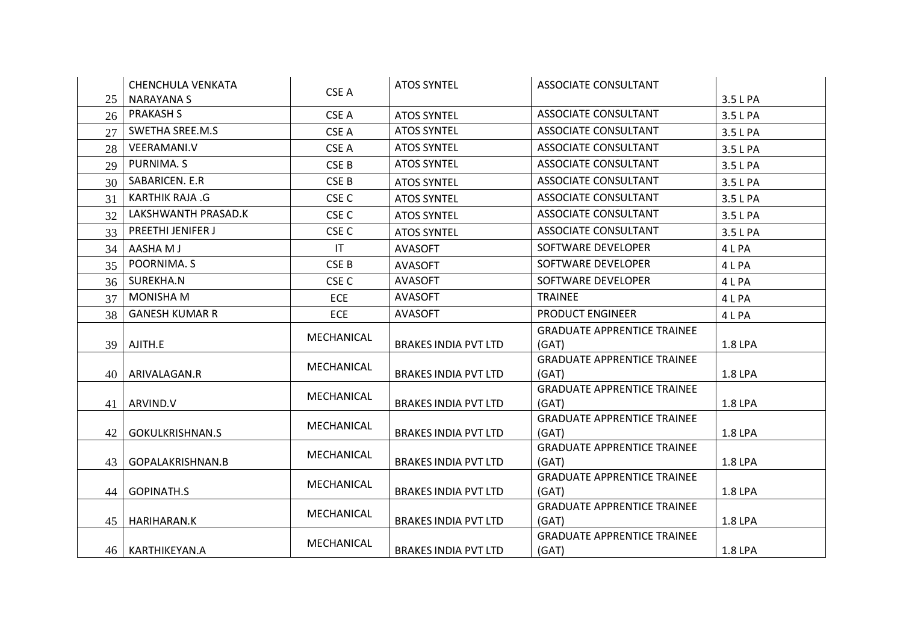| | | | | | |
|---|---|---|---|---|---|
| 25 | CHENCHULA VENKATA NARAYANA S | CSE A | ATOS SYNTEL | ASSOCIATE CONSULTANT | 3.5 L PA |
| 26 | PRAKASH S | CSE A | ATOS SYNTEL | ASSOCIATE CONSULTANT | 3.5 L PA |
| 27 | SWETHA SREE.M.S | CSE A | ATOS SYNTEL | ASSOCIATE CONSULTANT | 3.5 L PA |
| 28 | VEERAMANI.V | CSE A | ATOS SYNTEL | ASSOCIATE CONSULTANT | 3.5 L PA |
| 29 | PURNIMA. S | CSE B | ATOS SYNTEL | ASSOCIATE CONSULTANT | 3.5 L PA |
| 30 | SABARICEN. E.R | CSE B | ATOS SYNTEL | ASSOCIATE CONSULTANT | 3.5 L PA |
| 31 | KARTHIK RAJA .G | CSE C | ATOS SYNTEL | ASSOCIATE CONSULTANT | 3.5 L PA |
| 32 | LAKSHWANTH PRASAD.K | CSE C | ATOS SYNTEL | ASSOCIATE CONSULTANT | 3.5 L PA |
| 33 | PREETHI JENIFER J | CSE C | ATOS SYNTEL | ASSOCIATE CONSULTANT | 3.5 L PA |
| 34 | AASHA M J | IT | AVASOFT | SOFTWARE DEVELOPER | 4 L PA |
| 35 | POORNIMA. S | CSE B | AVASOFT | SOFTWARE DEVELOPER | 4 L PA |
| 36 | SUREKHA.N | CSE C | AVASOFT | SOFTWARE DEVELOPER | 4 L PA |
| 37 | MONISHA M | ECE | AVASOFT | TRAINEE | 4 L PA |
| 38 | GANESH KUMAR R | ECE | AVASOFT | PRODUCT ENGINEER | 4 L PA |
| 39 | AJITH.E | MECHANICAL | BRAKES INDIA PVT LTD | GRADUATE APPRENTICE TRAINEE (GAT) | 1.8 LPA |
| 40 | ARIVALAGAN.R | MECHANICAL | BRAKES INDIA PVT LTD | GRADUATE APPRENTICE TRAINEE (GAT) | 1.8 LPA |
| 41 | ARVIND.V | MECHANICAL | BRAKES INDIA PVT LTD | GRADUATE APPRENTICE TRAINEE (GAT) | 1.8 LPA |
| 42 | GOKULKRISHNAN.S | MECHANICAL | BRAKES INDIA PVT LTD | GRADUATE APPRENTICE TRAINEE (GAT) | 1.8 LPA |
| 43 | GOPALAKRISHNAN.B | MECHANICAL | BRAKES INDIA PVT LTD | GRADUATE APPRENTICE TRAINEE (GAT) | 1.8 LPA |
| 44 | GOPINATH.S | MECHANICAL | BRAKES INDIA PVT LTD | GRADUATE APPRENTICE TRAINEE (GAT) | 1.8 LPA |
| 45 | HARIHARAN.K | MECHANICAL | BRAKES INDIA PVT LTD | GRADUATE APPRENTICE TRAINEE (GAT) | 1.8 LPA |
| 46 | KARTHIKEYAN.A | MECHANICAL | BRAKES INDIA PVT LTD | GRADUATE APPRENTICE TRAINEE (GAT) | 1.8 LPA |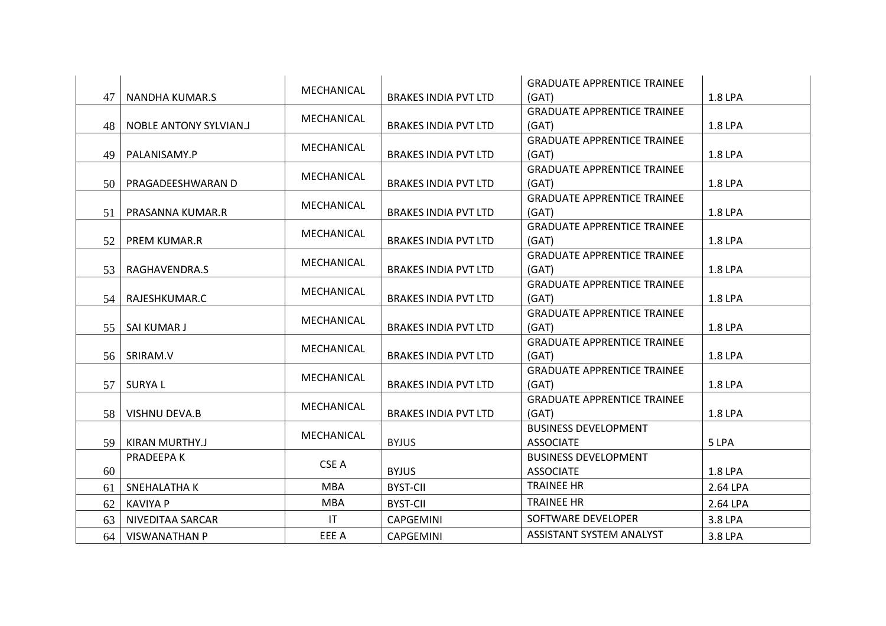| | | | | | |
|---|---|---|---|---|---|
| 47 | NANDHA KUMAR.S | MECHANICAL | BRAKES INDIA PVT LTD | GRADUATE APPRENTICE TRAINEE (GAT) | 1.8 LPA |
| 48 | NOBLE ANTONY SYLVIAN.J | MECHANICAL | BRAKES INDIA PVT LTD | GRADUATE APPRENTICE TRAINEE (GAT) | 1.8 LPA |
| 49 | PALANISAMY.P | MECHANICAL | BRAKES INDIA PVT LTD | GRADUATE APPRENTICE TRAINEE (GAT) | 1.8 LPA |
| 50 | PRAGADEESHWARAN D | MECHANICAL | BRAKES INDIA PVT LTD | GRADUATE APPRENTICE TRAINEE (GAT) | 1.8 LPA |
| 51 | PRASANNA KUMAR.R | MECHANICAL | BRAKES INDIA PVT LTD | GRADUATE APPRENTICE TRAINEE (GAT) | 1.8 LPA |
| 52 | PREM KUMAR.R | MECHANICAL | BRAKES INDIA PVT LTD | GRADUATE APPRENTICE TRAINEE (GAT) | 1.8 LPA |
| 53 | RAGHAVENDRA.S | MECHANICAL | BRAKES INDIA PVT LTD | GRADUATE APPRENTICE TRAINEE (GAT) | 1.8 LPA |
| 54 | RAJESHKUMAR.C | MECHANICAL | BRAKES INDIA PVT LTD | GRADUATE APPRENTICE TRAINEE (GAT) | 1.8 LPA |
| 55 | SAI KUMAR J | MECHANICAL | BRAKES INDIA PVT LTD | GRADUATE APPRENTICE TRAINEE (GAT) | 1.8 LPA |
| 56 | SRIRAM.V | MECHANICAL | BRAKES INDIA PVT LTD | GRADUATE APPRENTICE TRAINEE (GAT) | 1.8 LPA |
| 57 | SURYA L | MECHANICAL | BRAKES INDIA PVT LTD | GRADUATE APPRENTICE TRAINEE (GAT) | 1.8 LPA |
| 58 | VISHNU DEVA.B | MECHANICAL | BRAKES INDIA PVT LTD | GRADUATE APPRENTICE TRAINEE (GAT) | 1.8 LPA |
| 59 | KIRAN MURTHY.J | MECHANICAL | BYJUS | BUSINESS DEVELOPMENT ASSOCIATE | 5 LPA |
| 60 | PRADEEPA K | CSE A | BYJUS | BUSINESS DEVELOPMENT ASSOCIATE | 1.8 LPA |
| 61 | SNEHALATHA K | MBA | BYST-CII | TRAINEE HR | 2.64 LPA |
| 62 | KAVIYA P | MBA | BYST-CII | TRAINEE HR | 2.64 LPA |
| 63 | NIVEDITAA SARCAR | IT | CAPGEMINI | SOFTWARE DEVELOPER | 3.8 LPA |
| 64 | VISWANATHAN P | EEE A | CAPGEMINI | ASSISTANT SYSTEM ANALYST | 3.8 LPA |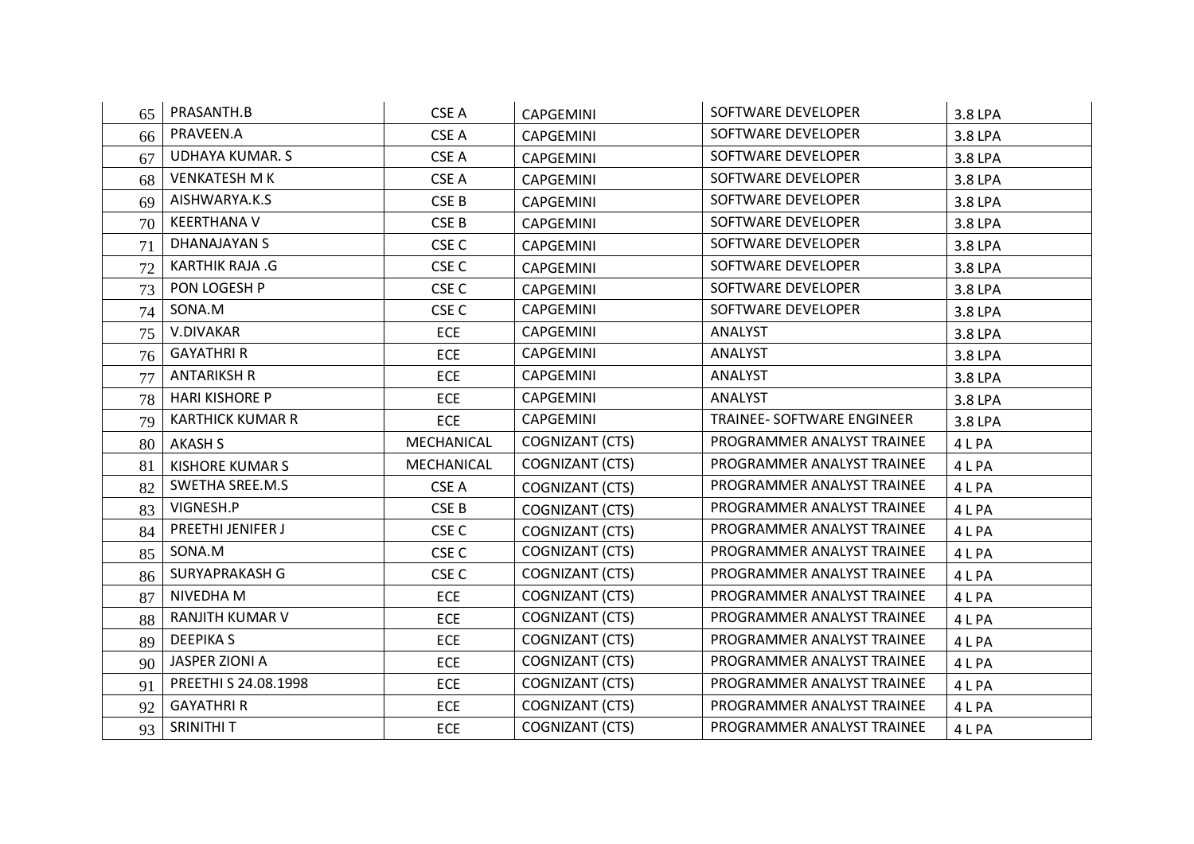| | | | | | |
|---|---|---|---|---|---|
| 65 | PRASANTH.B | CSE A | CAPGEMINI | SOFTWARE DEVELOPER | 3.8 LPA |
| 66 | PRAVEEN.A | CSE A | CAPGEMINI | SOFTWARE DEVELOPER | 3.8 LPA |
| 67 | UDHAYA KUMAR. S | CSE A | CAPGEMINI | SOFTWARE DEVELOPER | 3.8 LPA |
| 68 | VENKATESH M K | CSE A | CAPGEMINI | SOFTWARE DEVELOPER | 3.8 LPA |
| 69 | AISHWARYA.K.S | CSE B | CAPGEMINI | SOFTWARE DEVELOPER | 3.8 LPA |
| 70 | KEERTHANA V | CSE B | CAPGEMINI | SOFTWARE DEVELOPER | 3.8 LPA |
| 71 | DHANAJAYAN S | CSE C | CAPGEMINI | SOFTWARE DEVELOPER | 3.8 LPA |
| 72 | KARTHIK RAJA .G | CSE C | CAPGEMINI | SOFTWARE DEVELOPER | 3.8 LPA |
| 73 | PON LOGESH P | CSE C | CAPGEMINI | SOFTWARE DEVELOPER | 3.8 LPA |
| 74 | SONA.M | CSE C | CAPGEMINI | SOFTWARE DEVELOPER | 3.8 LPA |
| 75 | V.DIVAKAR | ECE | CAPGEMINI | ANALYST | 3.8 LPA |
| 76 | GAYATHRI R | ECE | CAPGEMINI | ANALYST | 3.8 LPA |
| 77 | ANTARIKSH R | ECE | CAPGEMINI | ANALYST | 3.8 LPA |
| 78 | HARI KISHORE P | ECE | CAPGEMINI | ANALYST | 3.8 LPA |
| 79 | KARTHICK KUMAR R | ECE | CAPGEMINI | TRAINEE- SOFTWARE ENGINEER | 3.8 LPA |
| 80 | AKASH S | MECHANICAL | COGNIZANT (CTS) | PROGRAMMER ANALYST TRAINEE | 4 L PA |
| 81 | KISHORE KUMAR S | MECHANICAL | COGNIZANT (CTS) | PROGRAMMER ANALYST TRAINEE | 4 L PA |
| 82 | SWETHA SREE.M.S | CSE A | COGNIZANT (CTS) | PROGRAMMER ANALYST TRAINEE | 4 L PA |
| 83 | VIGNESH.P | CSE B | COGNIZANT (CTS) | PROGRAMMER ANALYST TRAINEE | 4 L PA |
| 84 | PREETHI JENIFER J | CSE C | COGNIZANT (CTS) | PROGRAMMER ANALYST TRAINEE | 4 L PA |
| 85 | SONA.M | CSE C | COGNIZANT (CTS) | PROGRAMMER ANALYST TRAINEE | 4 L PA |
| 86 | SURYAPRAKASH G | CSE C | COGNIZANT (CTS) | PROGRAMMER ANALYST TRAINEE | 4 L PA |
| 87 | NIVEDHA M | ECE | COGNIZANT (CTS) | PROGRAMMER ANALYST TRAINEE | 4 L PA |
| 88 | RANJITH KUMAR V | ECE | COGNIZANT (CTS) | PROGRAMMER ANALYST TRAINEE | 4 L PA |
| 89 | DEEPIKA S | ECE | COGNIZANT (CTS) | PROGRAMMER ANALYST TRAINEE | 4 L PA |
| 90 | JASPER ZIONI A | ECE | COGNIZANT (CTS) | PROGRAMMER ANALYST TRAINEE | 4 L PA |
| 91 | PREETHI S 24.08.1998 | ECE | COGNIZANT (CTS) | PROGRAMMER ANALYST TRAINEE | 4 L PA |
| 92 | GAYATHRI R | ECE | COGNIZANT (CTS) | PROGRAMMER ANALYST TRAINEE | 4 L PA |
| 93 | SRINITHI T | ECE | COGNIZANT (CTS) | PROGRAMMER ANALYST TRAINEE | 4 L PA |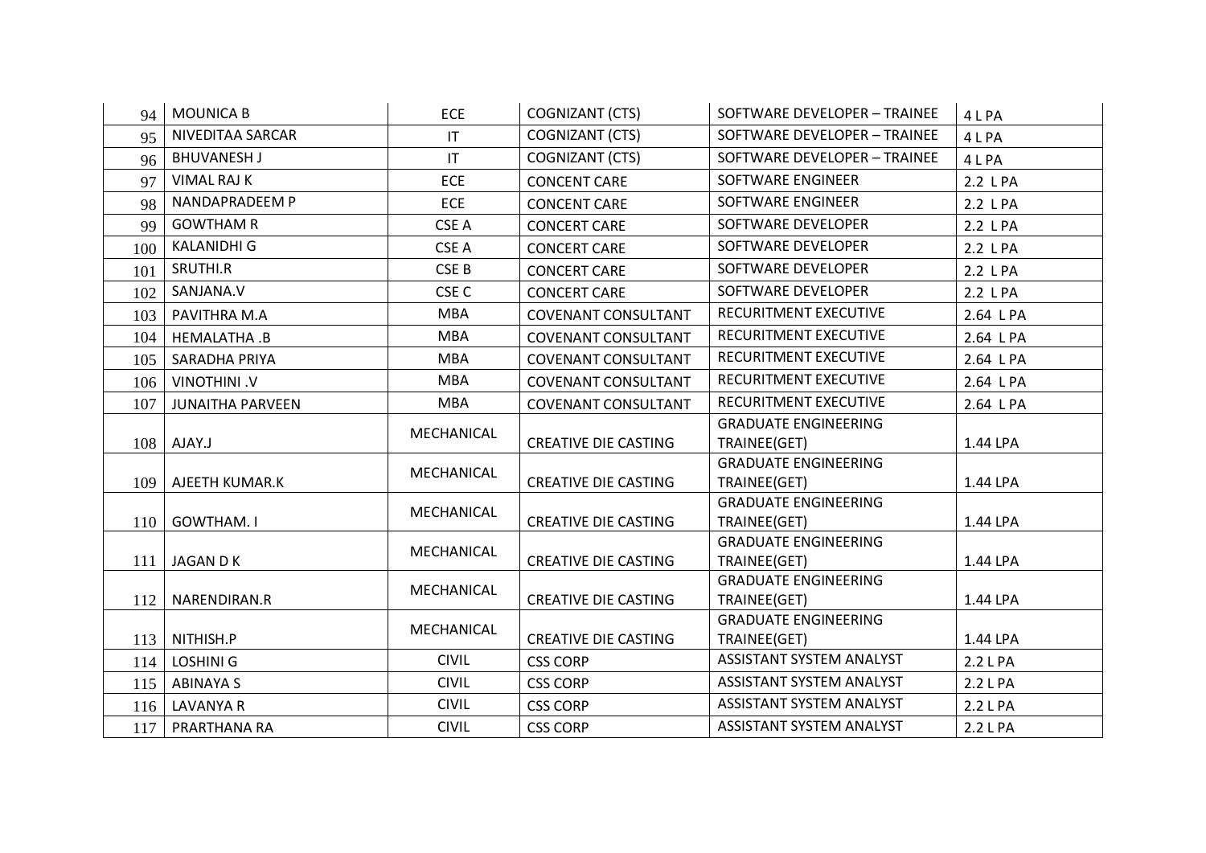| 94 | MOUNICA B | ECE | COGNIZANT (CTS) | SOFTWARE DEVELOPER – TRAINEE | 4 L PA |
|---|---|---|---|---|---|
| 95 | NIVEDITAA SARCAR | IT | COGNIZANT (CTS) | SOFTWARE DEVELOPER – TRAINEE | 4 L PA |
| 96 | BHUVANESH J | IT | COGNIZANT (CTS) | SOFTWARE DEVELOPER – TRAINEE | 4 L PA |
| 97 | VIMAL RAJ K | ECE | CONCENT CARE | SOFTWARE ENGINEER | 2.2 L PA |
| 98 | NANDAPRADEEM P | ECE | CONCENT CARE | SOFTWARE ENGINEER | 2.2 L PA |
| 99 | GOWTHAM R | CSE A | CONCERT CARE | SOFTWARE DEVELOPER | 2.2 L PA |
| 100 | KALANIDHI G | CSE A | CONCERT CARE | SOFTWARE DEVELOPER | 2.2 L PA |
| 101 | SRUTHI.R | CSE B | CONCERT CARE | SOFTWARE DEVELOPER | 2.2 L PA |
| 102 | SANJANA.V | CSE C | CONCERT CARE | SOFTWARE DEVELOPER | 2.2 L PA |
| 103 | PAVITHRA M.A | MBA | COVENANT CONSULTANT | RECURITMENT EXECUTIVE | 2.64 L PA |
| 104 | HEMALATHA .B | MBA | COVENANT CONSULTANT | RECURITMENT EXECUTIVE | 2.64 L PA |
| 105 | SARADHA PRIYA | MBA | COVENANT CONSULTANT | RECURITMENT EXECUTIVE | 2.64 L PA |
| 106 | VINOTHINI .V | MBA | COVENANT CONSULTANT | RECURITMENT EXECUTIVE | 2.64 L PA |
| 107 | JUNAITHA PARVEEN | MBA | COVENANT CONSULTANT | RECURITMENT EXECUTIVE | 2.64 L PA |
| 108 | AJAY.J | MECHANICAL | CREATIVE DIE CASTING | GRADUATE ENGINEERING TRAINEE(GET) | 1.44 LPA |
| 109 | AJEETH KUMAR.K | MECHANICAL | CREATIVE DIE CASTING | GRADUATE ENGINEERING TRAINEE(GET) | 1.44 LPA |
| 110 | GOWTHAM. I | MECHANICAL | CREATIVE DIE CASTING | GRADUATE ENGINEERING TRAINEE(GET) | 1.44 LPA |
| 111 | JAGAN D K | MECHANICAL | CREATIVE DIE CASTING | GRADUATE ENGINEERING TRAINEE(GET) | 1.44 LPA |
| 112 | NARENDIRAN.R | MECHANICAL | CREATIVE DIE CASTING | GRADUATE ENGINEERING TRAINEE(GET) | 1.44 LPA |
| 113 | NITHISH.P | MECHANICAL | CREATIVE DIE CASTING | GRADUATE ENGINEERING TRAINEE(GET) | 1.44 LPA |
| 114 | LOSHINI G | CIVIL | CSS CORP | ASSISTANT SYSTEM ANALYST | 2.2 L PA |
| 115 | ABINAYA S | CIVIL | CSS CORP | ASSISTANT SYSTEM ANALYST | 2.2 L PA |
| 116 | LAVANYA R | CIVIL | CSS CORP | ASSISTANT SYSTEM ANALYST | 2.2 L PA |
| 117 | PRARTHANA RA | CIVIL | CSS CORP | ASSISTANT SYSTEM ANALYST | 2.2 L PA |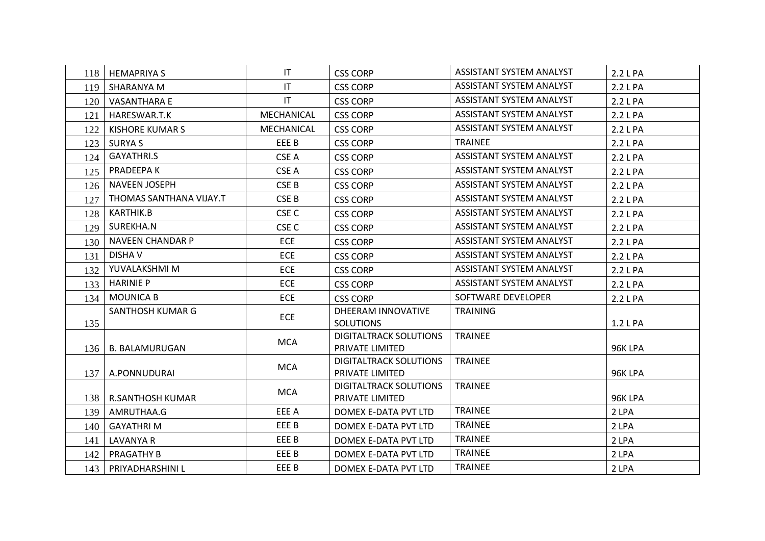| | | | | | |
|---|---|---|---|---|---|
| 118 | HEMAPRIYA S | IT | CSS CORP | ASSISTANT SYSTEM ANALYST | 2.2 L PA |
| 119 | SHARANYA M | IT | CSS CORP | ASSISTANT SYSTEM ANALYST | 2.2 L PA |
| 120 | VASANTHARA E | IT | CSS CORP | ASSISTANT SYSTEM ANALYST | 2.2 L PA |
| 121 | HARESWAR.T.K | MECHANICAL | CSS CORP | ASSISTANT SYSTEM ANALYST | 2.2 L PA |
| 122 | KISHORE KUMAR S | MECHANICAL | CSS CORP | ASSISTANT SYSTEM ANALYST | 2.2 L PA |
| 123 | SURYA S | EEE B | CSS CORP | TRAINEE | 2.2 L PA |
| 124 | GAYATHRI.S | CSE A | CSS CORP | ASSISTANT SYSTEM ANALYST | 2.2 L PA |
| 125 | PRADEEPA K | CSE A | CSS CORP | ASSISTANT SYSTEM ANALYST | 2.2 L PA |
| 126 | NAVEEN JOSEPH | CSE B | CSS CORP | ASSISTANT SYSTEM ANALYST | 2.2 L PA |
| 127 | THOMAS SANTHANA VIJAY.T | CSE B | CSS CORP | ASSISTANT SYSTEM ANALYST | 2.2 L PA |
| 128 | KARTHIK.B | CSE C | CSS CORP | ASSISTANT SYSTEM ANALYST | 2.2 L PA |
| 129 | SUREKHA.N | CSE C | CSS CORP | ASSISTANT SYSTEM ANALYST | 2.2 L PA |
| 130 | NAVEEN CHANDAR P | ECE | CSS CORP | ASSISTANT SYSTEM ANALYST | 2.2 L PA |
| 131 | DISHA V | ECE | CSS CORP | ASSISTANT SYSTEM ANALYST | 2.2 L PA |
| 132 | YUVALAKSHMI M | ECE | CSS CORP | ASSISTANT SYSTEM ANALYST | 2.2 L PA |
| 133 | HARINIE P | ECE | CSS CORP | ASSISTANT SYSTEM ANALYST | 2.2 L PA |
| 134 | MOUNICA B | ECE | CSS CORP | SOFTWARE DEVELOPER | 2.2 L PA |
| 135 | SANTHOSH KUMAR G | ECE | DHEERAM INNOVATIVE SOLUTIONS | TRAINING | 1.2 L PA |
| 136 | B. BALAMURUGAN | MCA | DIGITALTRACK SOLUTIONS PRIVATE LIMITED | TRAINEE | 96K LPA |
| 137 | A.PONNUDURAI | MCA | DIGITALTRACK SOLUTIONS PRIVATE LIMITED | TRAINEE | 96K LPA |
| 138 | R.SANTHOSH KUMAR | MCA | DIGITALTRACK SOLUTIONS PRIVATE LIMITED | TRAINEE | 96K LPA |
| 139 | AMRUTHAA.G | EEE A | DOMEX E-DATA PVT LTD | TRAINEE | 2 LPA |
| 140 | GAYATHRI M | EEE B | DOMEX E-DATA PVT LTD | TRAINEE | 2 LPA |
| 141 | LAVANYA R | EEE B | DOMEX E-DATA PVT LTD | TRAINEE | 2 LPA |
| 142 | PRAGATHY B | EEE B | DOMEX E-DATA PVT LTD | TRAINEE | 2 LPA |
| 143 | PRIYADHARSHINI L | EEE B | DOMEX E-DATA PVT LTD | TRAINEE | 2 LPA |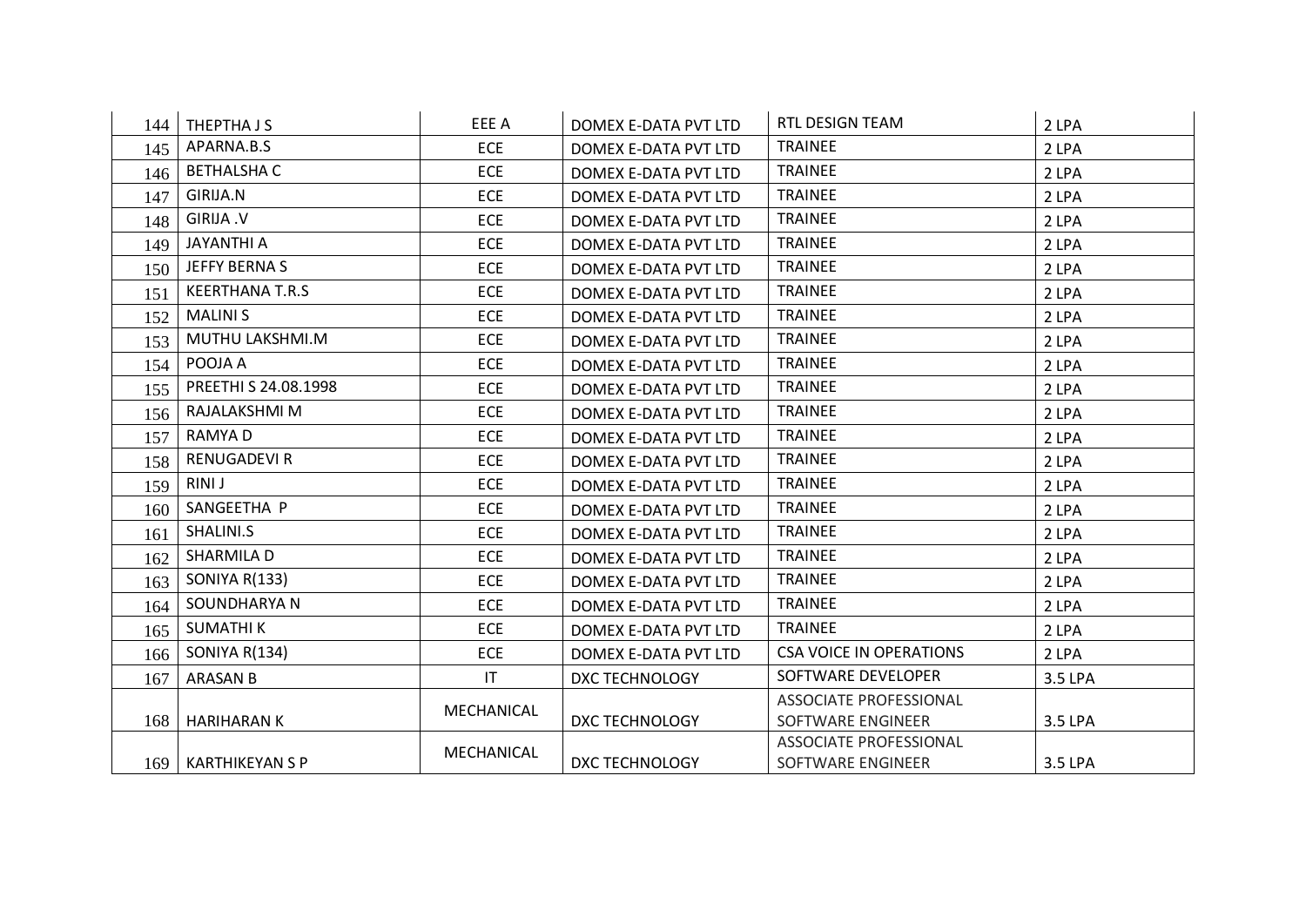| 144 | THEPTHA J S | EEE A | DOMEX E-DATA PVT LTD | RTL DESIGN TEAM | 2 LPA |
|---|---|---|---|---|---|
| 145 | APARNA.B.S | ECE | DOMEX E-DATA PVT LTD | TRAINEE | 2 LPA |
| 146 | BETHALSHA C | ECE | DOMEX E-DATA PVT LTD | TRAINEE | 2 LPA |
| 147 | GIRIJA.N | ECE | DOMEX E-DATA PVT LTD | TRAINEE | 2 LPA |
| 148 | GIRIJA .V | ECE | DOMEX E-DATA PVT LTD | TRAINEE | 2 LPA |
| 149 | JAYANTHI A | ECE | DOMEX E-DATA PVT LTD | TRAINEE | 2 LPA |
| 150 | JEFFY BERNA S | ECE | DOMEX E-DATA PVT LTD | TRAINEE | 2 LPA |
| 151 | KEERTHANA T.R.S | ECE | DOMEX E-DATA PVT LTD | TRAINEE | 2 LPA |
| 152 | MALINI S | ECE | DOMEX E-DATA PVT LTD | TRAINEE | 2 LPA |
| 153 | MUTHU LAKSHMI.M | ECE | DOMEX E-DATA PVT LTD | TRAINEE | 2 LPA |
| 154 | POOJA A | ECE | DOMEX E-DATA PVT LTD | TRAINEE | 2 LPA |
| 155 | PREETHI S 24.08.1998 | ECE | DOMEX E-DATA PVT LTD | TRAINEE | 2 LPA |
| 156 | RAJALAKSHMI M | ECE | DOMEX E-DATA PVT LTD | TRAINEE | 2 LPA |
| 157 | RAMYA D | ECE | DOMEX E-DATA PVT LTD | TRAINEE | 2 LPA |
| 158 | RENUGADEVI R | ECE | DOMEX E-DATA PVT LTD | TRAINEE | 2 LPA |
| 159 | RINI J | ECE | DOMEX E-DATA PVT LTD | TRAINEE | 2 LPA |
| 160 | SANGEETHA P | ECE | DOMEX E-DATA PVT LTD | TRAINEE | 2 LPA |
| 161 | SHALINI.S | ECE | DOMEX E-DATA PVT LTD | TRAINEE | 2 LPA |
| 162 | SHARMILA D | ECE | DOMEX E-DATA PVT LTD | TRAINEE | 2 LPA |
| 163 | SONIYA R(133) | ECE | DOMEX E-DATA PVT LTD | TRAINEE | 2 LPA |
| 164 | SOUNDHARYA N | ECE | DOMEX E-DATA PVT LTD | TRAINEE | 2 LPA |
| 165 | SUMATHI K | ECE | DOMEX E-DATA PVT LTD | TRAINEE | 2 LPA |
| 166 | SONIYA R(134) | ECE | DOMEX E-DATA PVT LTD | CSA VOICE IN OPERATIONS | 2 LPA |
| 167 | ARASAN B | IT | DXC TECHNOLOGY | SOFTWARE DEVELOPER | 3.5 LPA |
| 168 | HARIHARAN K | MECHANICAL | DXC TECHNOLOGY | ASSOCIATE PROFESSIONAL SOFTWARE ENGINEER | 3.5 LPA |
| 169 | KARTHIKEYAN S P | MECHANICAL | DXC TECHNOLOGY | ASSOCIATE PROFESSIONAL SOFTWARE ENGINEER | 3.5 LPA |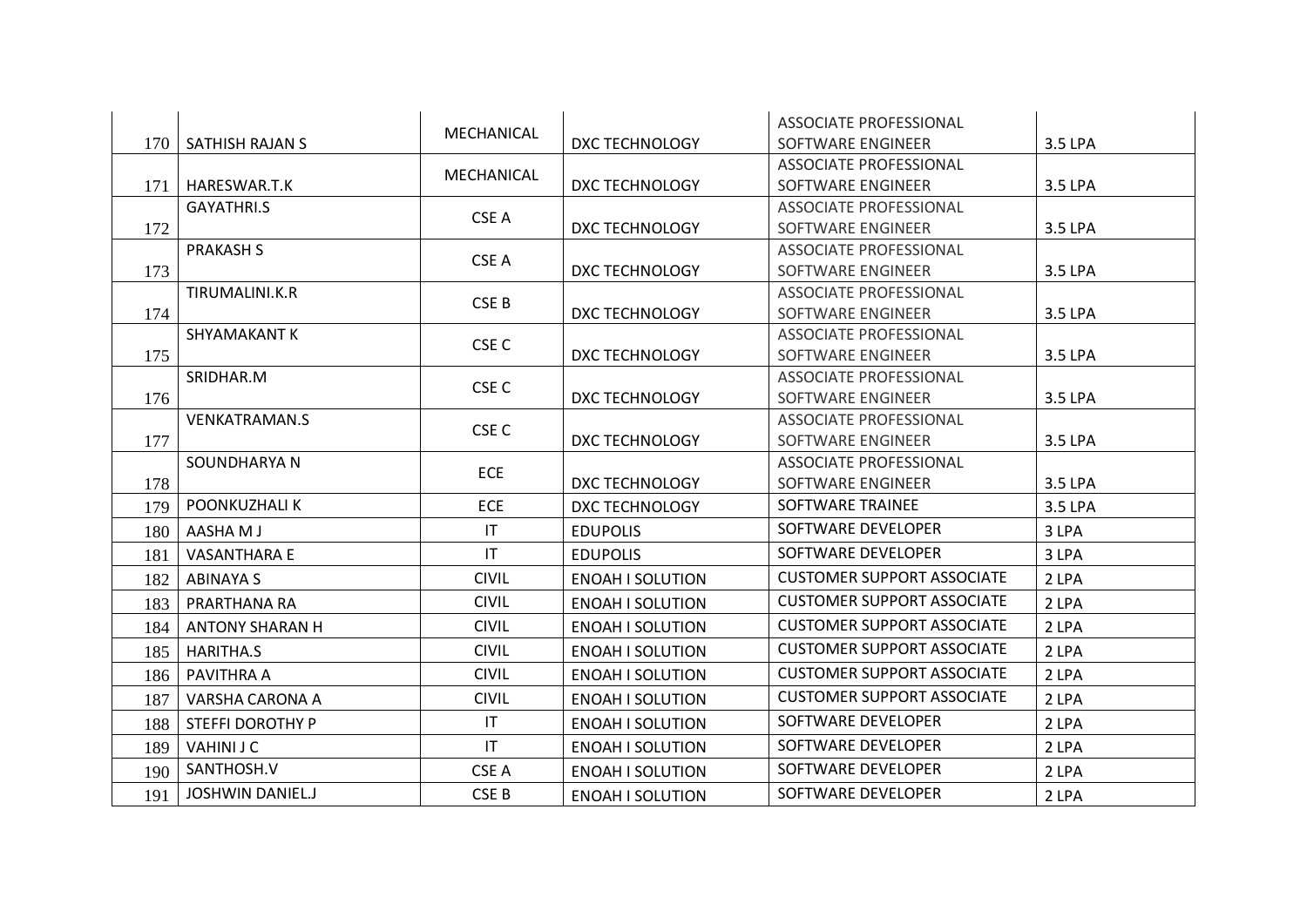|  |  |  |  |  |  |
|---|---|---|---|---|---|
| 170 | SATHISH RAJAN S | MECHANICAL | DXC TECHNOLOGY | ASSOCIATE PROFESSIONAL SOFTWARE ENGINEER | 3.5 LPA |
| 171 | HARESWAR.T.K | MECHANICAL | DXC TECHNOLOGY | ASSOCIATE PROFESSIONAL SOFTWARE ENGINEER | 3.5 LPA |
| 172 | GAYATHRI.S | CSE A | DXC TECHNOLOGY | ASSOCIATE PROFESSIONAL SOFTWARE ENGINEER | 3.5 LPA |
| 173 | PRAKASH S | CSE A | DXC TECHNOLOGY | ASSOCIATE PROFESSIONAL SOFTWARE ENGINEER | 3.5 LPA |
| 174 | TIRUMALINI.K.R | CSE B | DXC TECHNOLOGY | ASSOCIATE PROFESSIONAL SOFTWARE ENGINEER | 3.5 LPA |
| 175 | SHYAMAKANT K | CSE C | DXC TECHNOLOGY | ASSOCIATE PROFESSIONAL SOFTWARE ENGINEER | 3.5 LPA |
| 176 | SRIDHAR.M | CSE C | DXC TECHNOLOGY | ASSOCIATE PROFESSIONAL SOFTWARE ENGINEER | 3.5 LPA |
| 177 | VENKATRAMAN.S | CSE C | DXC TECHNOLOGY | ASSOCIATE PROFESSIONAL SOFTWARE ENGINEER | 3.5 LPA |
| 178 | SOUNDHARYA N | ECE | DXC TECHNOLOGY | ASSOCIATE PROFESSIONAL SOFTWARE ENGINEER | 3.5 LPA |
| 179 | POONKUZHALI K | ECE | DXC TECHNOLOGY | SOFTWARE TRAINEE | 3.5 LPA |
| 180 | AASHA M J | IT | EDUPOLIS | SOFTWARE DEVELOPER | 3 LPA |
| 181 | VASANTHARA E | IT | EDUPOLIS | SOFTWARE DEVELOPER | 3 LPA |
| 182 | ABINAYA S | CIVIL | ENOAH I SOLUTION | CUSTOMER SUPPORT ASSOCIATE | 2 LPA |
| 183 | PRARTHANA RA | CIVIL | ENOAH I SOLUTION | CUSTOMER SUPPORT ASSOCIATE | 2 LPA |
| 184 | ANTONY SHARAN H | CIVIL | ENOAH I SOLUTION | CUSTOMER SUPPORT ASSOCIATE | 2 LPA |
| 185 | HARITHA.S | CIVIL | ENOAH I SOLUTION | CUSTOMER SUPPORT ASSOCIATE | 2 LPA |
| 186 | PAVITHRA A | CIVIL | ENOAH I SOLUTION | CUSTOMER SUPPORT ASSOCIATE | 2 LPA |
| 187 | VARSHA CARONA A | CIVIL | ENOAH I SOLUTION | CUSTOMER SUPPORT ASSOCIATE | 2 LPA |
| 188 | STEFFI DOROTHY P | IT | ENOAH I SOLUTION | SOFTWARE DEVELOPER | 2 LPA |
| 189 | VAHINI J C | IT | ENOAH I SOLUTION | SOFTWARE DEVELOPER | 2 LPA |
| 190 | SANTHOSH.V | CSE A | ENOAH I SOLUTION | SOFTWARE DEVELOPER | 2 LPA |
| 191 | JOSHWIN DANIEL.J | CSE B | ENOAH I SOLUTION | SOFTWARE DEVELOPER | 2 LPA |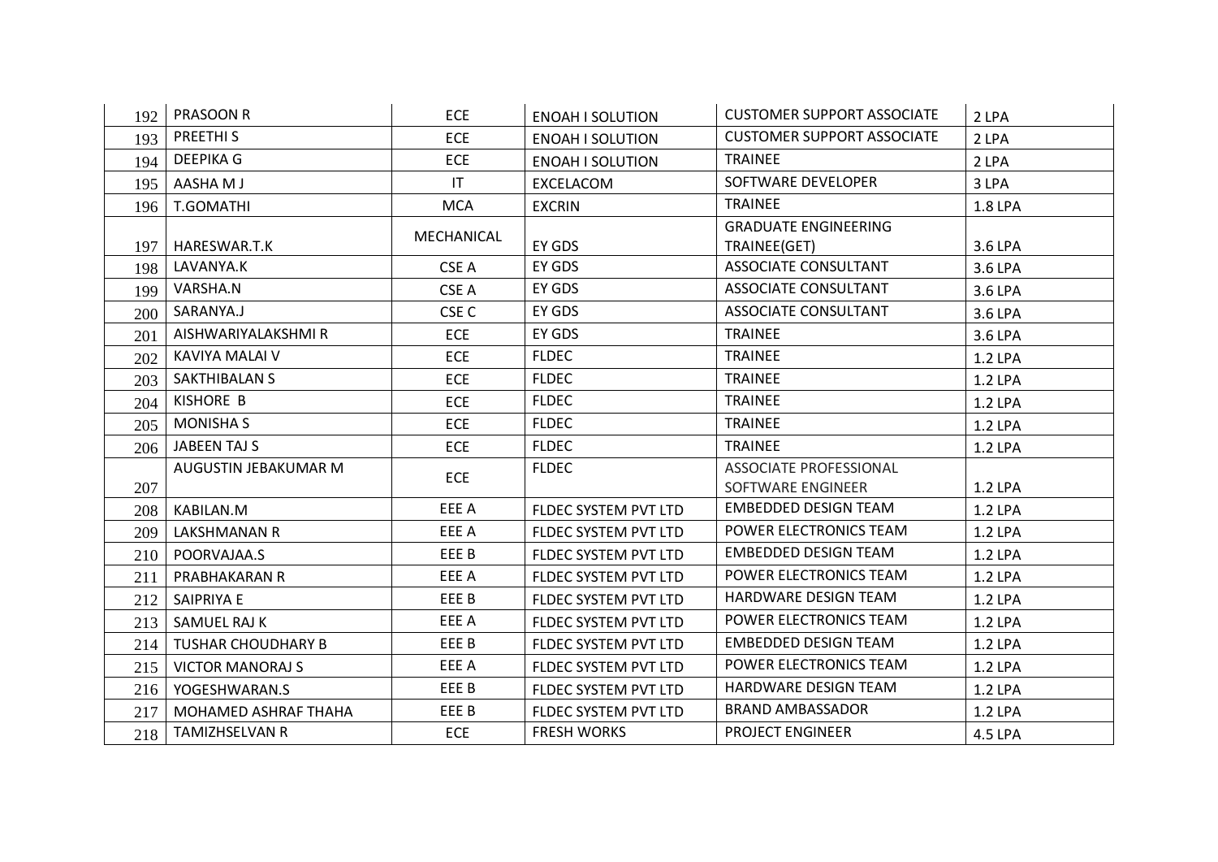| | | | | | |
|---|---|---|---|---|---|
| 192 | PRASOON R | ECE | ENOAH I SOLUTION | CUSTOMER SUPPORT ASSOCIATE | 2 LPA |
| 193 | PREETHI S | ECE | ENOAH I SOLUTION | CUSTOMER SUPPORT ASSOCIATE | 2 LPA |
| 194 | DEEPIKA G | ECE | ENOAH I SOLUTION | TRAINEE | 2 LPA |
| 195 | AASHA M J | IT | EXCELACOM | SOFTWARE DEVELOPER | 3 LPA |
| 196 | T.GOMATHI | MCA | EXCRIN | TRAINEE | 1.8 LPA |
| 197 | HARESWAR.T.K | MECHANICAL | EY GDS | GRADUATE ENGINEERING TRAINEE(GET) | 3.6 LPA |
| 198 | LAVANYA.K | CSE A | EY GDS | ASSOCIATE CONSULTANT | 3.6 LPA |
| 199 | VARSHA.N | CSE A | EY GDS | ASSOCIATE CONSULTANT | 3.6 LPA |
| 200 | SARANYA.J | CSE C | EY GDS | ASSOCIATE CONSULTANT | 3.6 LPA |
| 201 | AISHWARIYALAKSHMI R | ECE | EY GDS | TRAINEE | 3.6 LPA |
| 202 | KAVIYA MALAI V | ECE | FLDEC | TRAINEE | 1.2 LPA |
| 203 | SAKTHIBALAN S | ECE | FLDEC | TRAINEE | 1.2 LPA |
| 204 | KISHORE B | ECE | FLDEC | TRAINEE | 1.2 LPA |
| 205 | MONISHA S | ECE | FLDEC | TRAINEE | 1.2 LPA |
| 206 | JABEEN TAJ S | ECE | FLDEC | TRAINEE | 1.2 LPA |
| 207 | AUGUSTIN JEBAKUMAR M | ECE | FLDEC | ASSOCIATE PROFESSIONAL SOFTWARE ENGINEER | 1.2 LPA |
| 208 | KABILAN.M | EEE A | FLDEC SYSTEM PVT LTD | EMBEDDED DESIGN TEAM | 1.2 LPA |
| 209 | LAKSHMANAN R | EEE A | FLDEC SYSTEM PVT LTD | POWER ELECTRONICS TEAM | 1.2 LPA |
| 210 | POORVAJAA.S | EEE B | FLDEC SYSTEM PVT LTD | EMBEDDED DESIGN TEAM | 1.2 LPA |
| 211 | PRABHAKARAN R | EEE A | FLDEC SYSTEM PVT LTD | POWER ELECTRONICS TEAM | 1.2 LPA |
| 212 | SAIPRIYA E | EEE B | FLDEC SYSTEM PVT LTD | HARDWARE DESIGN TEAM | 1.2 LPA |
| 213 | SAMUEL RAJ K | EEE A | FLDEC SYSTEM PVT LTD | POWER ELECTRONICS TEAM | 1.2 LPA |
| 214 | TUSHAR CHOUDHARY B | EEE B | FLDEC SYSTEM PVT LTD | EMBEDDED DESIGN TEAM | 1.2 LPA |
| 215 | VICTOR MANORAJ S | EEE A | FLDEC SYSTEM PVT LTD | POWER ELECTRONICS TEAM | 1.2 LPA |
| 216 | YOGESHWARAN.S | EEE B | FLDEC SYSTEM PVT LTD | HARDWARE DESIGN TEAM | 1.2 LPA |
| 217 | MOHAMED ASHRAF THAHA | EEE B | FLDEC SYSTEM PVT LTD | BRAND AMBASSADOR | 1.2 LPA |
| 218 | TAMIZHSELVAN R | ECE | FRESH WORKS | PROJECT ENGINEER | 4.5 LPA |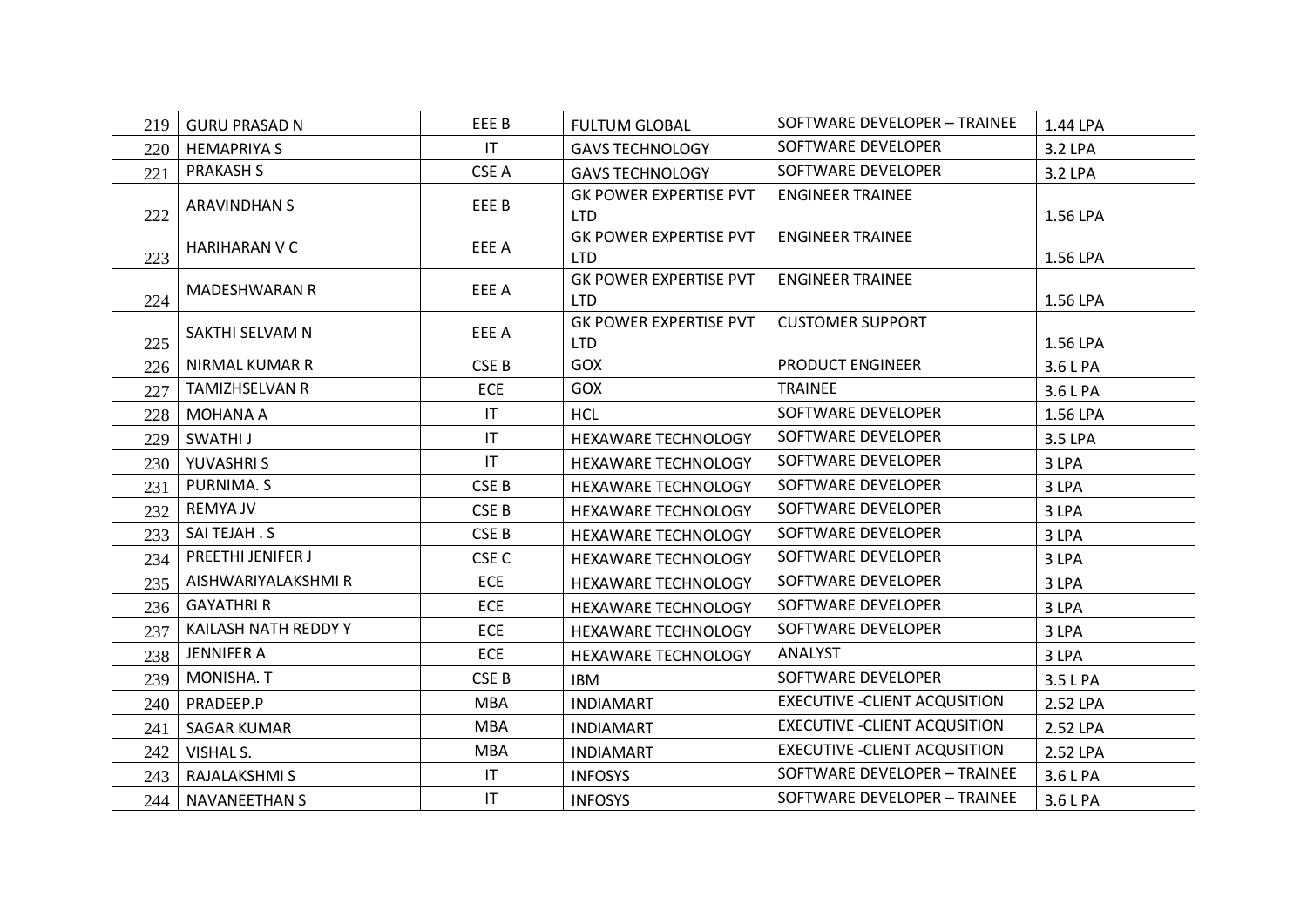| | | | | | |
|---|---|---|---|---|---|
| 219 | GURU PRASAD N | EEE B | FULTUM GLOBAL | SOFTWARE DEVELOPER – TRAINEE | 1.44 LPA |
| 220 | HEMAPRIYA S | IT | GAVS TECHNOLOGY | SOFTWARE DEVELOPER | 3.2 LPA |
| 221 | PRAKASH S | CSE A | GAVS TECHNOLOGY | SOFTWARE DEVELOPER | 3.2 LPA |
| 222 | ARAVINDHAN S | EEE B | GK POWER EXPERTISE PVT LTD | ENGINEER TRAINEE | 1.56 LPA |
| 223 | HARIHARAN V C | EEE A | GK POWER EXPERTISE PVT LTD | ENGINEER TRAINEE | 1.56 LPA |
| 224 | MADESHWARAN R | EEE A | GK POWER EXPERTISE PVT LTD | ENGINEER TRAINEE | 1.56 LPA |
| 225 | SAKTHI SELVAM N | EEE A | GK POWER EXPERTISE PVT LTD | CUSTOMER SUPPORT | 1.56 LPA |
| 226 | NIRMAL KUMAR R | CSE B | GOX | PRODUCT ENGINEER | 3.6 L PA |
| 227 | TAMIZHSELVAN R | ECE | GOX | TRAINEE | 3.6 L PA |
| 228 | MOHANA A | IT | HCL | SOFTWARE DEVELOPER | 1.56 LPA |
| 229 | SWATHI J | IT | HEXAWARE TECHNOLOGY | SOFTWARE DEVELOPER | 3.5 LPA |
| 230 | YUVASHRI S | IT | HEXAWARE TECHNOLOGY | SOFTWARE DEVELOPER | 3 LPA |
| 231 | PURNIMA. S | CSE B | HEXAWARE TECHNOLOGY | SOFTWARE DEVELOPER | 3 LPA |
| 232 | REMYA JV | CSE B | HEXAWARE TECHNOLOGY | SOFTWARE DEVELOPER | 3 LPA |
| 233 | SAI TEJAH . S | CSE B | HEXAWARE TECHNOLOGY | SOFTWARE DEVELOPER | 3 LPA |
| 234 | PREETHI JENIFER J | CSE C | HEXAWARE TECHNOLOGY | SOFTWARE DEVELOPER | 3 LPA |
| 235 | AISHWARIYALAKSHMI R | ECE | HEXAWARE TECHNOLOGY | SOFTWARE DEVELOPER | 3 LPA |
| 236 | GAYATHRI R | ECE | HEXAWARE TECHNOLOGY | SOFTWARE DEVELOPER | 3 LPA |
| 237 | KAILASH NATH REDDY Y | ECE | HEXAWARE TECHNOLOGY | SOFTWARE DEVELOPER | 3 LPA |
| 238 | JENNIFER A | ECE | HEXAWARE TECHNOLOGY | ANALYST | 3 LPA |
| 239 | MONISHA. T | CSE B | IBM | SOFTWARE DEVELOPER | 3.5 L PA |
| 240 | PRADEEP.P | MBA | INDIAMART | EXECUTIVE -CLIENT ACQUSITION | 2.52 LPA |
| 241 | SAGAR KUMAR | MBA | INDIAMART | EXECUTIVE -CLIENT ACQUSITION | 2.52 LPA |
| 242 | VISHAL S. | MBA | INDIAMART | EXECUTIVE -CLIENT ACQUSITION | 2.52 LPA |
| 243 | RAJALAKSHMI S | IT | INFOSYS | SOFTWARE DEVELOPER – TRAINEE | 3.6 L PA |
| 244 | NAVANEETHAN S | IT | INFOSYS | SOFTWARE DEVELOPER – TRAINEE | 3.6 L PA |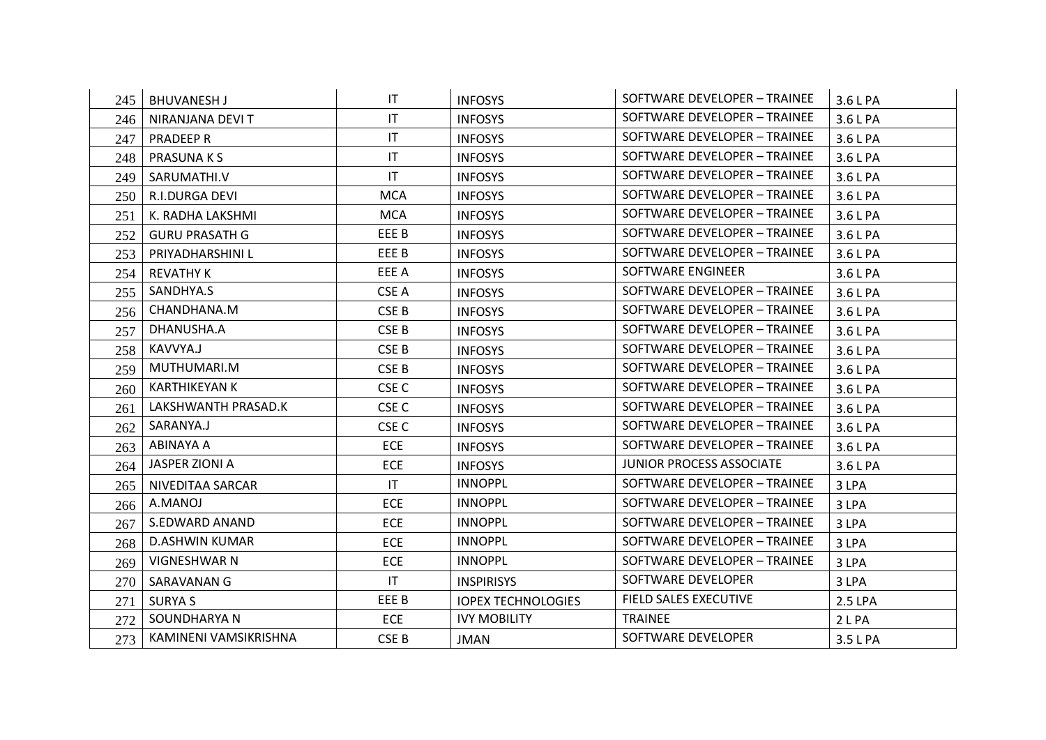| | | | | | |
|---|---|---|---|---|---|
| 245 | BHUVANESH J | IT | INFOSYS | SOFTWARE DEVELOPER – TRAINEE | 3.6 L PA |
| 246 | NIRANJANA DEVI T | IT | INFOSYS | SOFTWARE DEVELOPER – TRAINEE | 3.6 L PA |
| 247 | PRADEEP R | IT | INFOSYS | SOFTWARE DEVELOPER – TRAINEE | 3.6 L PA |
| 248 | PRASUNA K S | IT | INFOSYS | SOFTWARE DEVELOPER – TRAINEE | 3.6 L PA |
| 249 | SARUMATHI.V | IT | INFOSYS | SOFTWARE DEVELOPER – TRAINEE | 3.6 L PA |
| 250 | R.I.DURGA DEVI | MCA | INFOSYS | SOFTWARE DEVELOPER – TRAINEE | 3.6 L PA |
| 251 | K. RADHA LAKSHMI | MCA | INFOSYS | SOFTWARE DEVELOPER – TRAINEE | 3.6 L PA |
| 252 | GURU PRASATH G | EEE B | INFOSYS | SOFTWARE DEVELOPER – TRAINEE | 3.6 L PA |
| 253 | PRIYADHARSHINI L | EEE B | INFOSYS | SOFTWARE DEVELOPER – TRAINEE | 3.6 L PA |
| 254 | REVATHY K | EEE A | INFOSYS | SOFTWARE ENGINEER | 3.6 L PA |
| 255 | SANDHYA.S | CSE A | INFOSYS | SOFTWARE DEVELOPER – TRAINEE | 3.6 L PA |
| 256 | CHANDHANA.M | CSE B | INFOSYS | SOFTWARE DEVELOPER – TRAINEE | 3.6 L PA |
| 257 | DHANUSHA.A | CSE B | INFOSYS | SOFTWARE DEVELOPER – TRAINEE | 3.6 L PA |
| 258 | KAVVYA.J | CSE B | INFOSYS | SOFTWARE DEVELOPER – TRAINEE | 3.6 L PA |
| 259 | MUTHUMARI.M | CSE B | INFOSYS | SOFTWARE DEVELOPER – TRAINEE | 3.6 L PA |
| 260 | KARTHIKEYAN K | CSE C | INFOSYS | SOFTWARE DEVELOPER – TRAINEE | 3.6 L PA |
| 261 | LAKSHWANTH PRASAD.K | CSE C | INFOSYS | SOFTWARE DEVELOPER – TRAINEE | 3.6 L PA |
| 262 | SARANYA.J | CSE C | INFOSYS | SOFTWARE DEVELOPER – TRAINEE | 3.6 L PA |
| 263 | ABINAYA A | ECE | INFOSYS | SOFTWARE DEVELOPER – TRAINEE | 3.6 L PA |
| 264 | JASPER ZIONI A | ECE | INFOSYS | JUNIOR PROCESS ASSOCIATE | 3.6 L PA |
| 265 | NIVEDITAA SARCAR | IT | INNOPPL | SOFTWARE DEVELOPER – TRAINEE | 3 LPA |
| 266 | A.MANOJ | ECE | INNOPPL | SOFTWARE DEVELOPER – TRAINEE | 3 LPA |
| 267 | S.EDWARD ANAND | ECE | INNOPPL | SOFTWARE DEVELOPER – TRAINEE | 3 LPA |
| 268 | D.ASHWIN KUMAR | ECE | INNOPPL | SOFTWARE DEVELOPER – TRAINEE | 3 LPA |
| 269 | VIGNESHWAR N | ECE | INNOPPL | SOFTWARE DEVELOPER – TRAINEE | 3 LPA |
| 270 | SARAVANAN G | IT | INSPIRISYS | SOFTWARE DEVELOPER | 3 LPA |
| 271 | SURYA S | EEE B | IOPEX TECHNOLOGIES | FIELD SALES EXECUTIVE | 2.5 LPA |
| 272 | SOUNDHARYA N | ECE | IVY MOBILITY | TRAINEE | 2 L PA |
| 273 | KAMINENI VAMSIKRISHNA | CSE B | JMAN | SOFTWARE DEVELOPER | 3.5 L PA |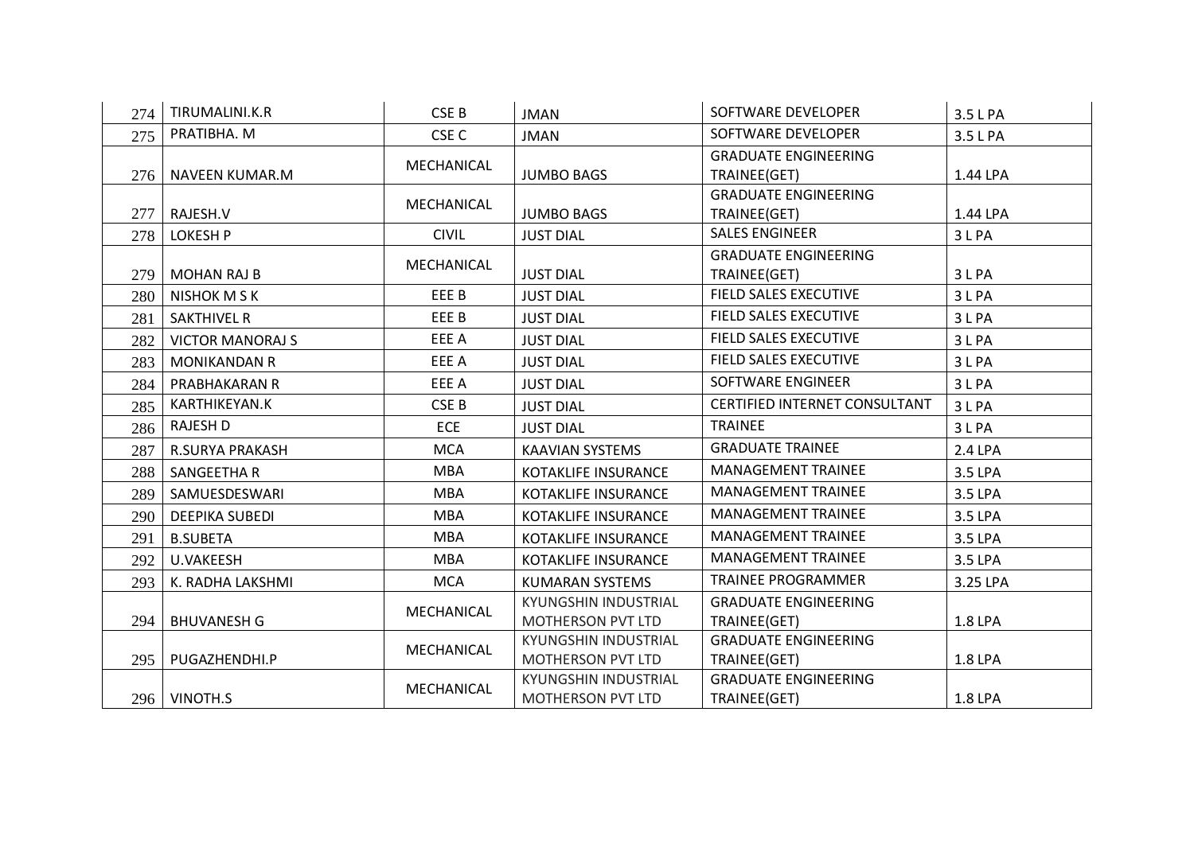| | | | | | |
|---|---|---|---|---|---|
| 274 | TIRUMALINI.K.R | CSE B | JMAN | SOFTWARE DEVELOPER | 3.5 L PA |
| 275 | PRATIBHA. M | CSE C | JMAN | SOFTWARE DEVELOPER | 3.5 L PA |
| 276 | NAVEEN KUMAR.M | MECHANICAL | JUMBO BAGS | GRADUATE ENGINEERING TRAINEE(GET) | 1.44 LPA |
| 277 | RAJESH.V | MECHANICAL | JUMBO BAGS | GRADUATE ENGINEERING TRAINEE(GET) | 1.44 LPA |
| 278 | LOKESH P | CIVIL | JUST DIAL | SALES ENGINEER | 3 L PA |
| 279 | MOHAN RAJ B | MECHANICAL | JUST DIAL | GRADUATE ENGINEERING TRAINEE(GET) | 3 L PA |
| 280 | NISHOK M S K | EEE B | JUST DIAL | FIELD SALES EXECUTIVE | 3 L PA |
| 281 | SAKTHIVEL R | EEE B | JUST DIAL | FIELD SALES EXECUTIVE | 3 L PA |
| 282 | VICTOR MANORAJ S | EEE A | JUST DIAL | FIELD SALES EXECUTIVE | 3 L PA |
| 283 | MONIKANDAN R | EEE A | JUST DIAL | FIELD SALES EXECUTIVE | 3 L PA |
| 284 | PRABHAKARAN R | EEE A | JUST DIAL | SOFTWARE ENGINEER | 3 L PA |
| 285 | KARTHIKEYAN.K | CSE B | JUST DIAL | CERTIFIED INTERNET CONSULTANT | 3 L PA |
| 286 | RAJESH D | ECE | JUST DIAL | TRAINEE | 3 L PA |
| 287 | R.SURYA PRAKASH | MCA | KAAVIAN SYSTEMS | GRADUATE TRAINEE | 2.4 LPA |
| 288 | SANGEETHA R | MBA | KOTAKLIFE INSURANCE | MANAGEMENT TRAINEE | 3.5 LPA |
| 289 | SAMUESDESWARI | MBA | KOTAKLIFE INSURANCE | MANAGEMENT TRAINEE | 3.5 LPA |
| 290 | DEEPIKA SUBEDI | MBA | KOTAKLIFE INSURANCE | MANAGEMENT TRAINEE | 3.5 LPA |
| 291 | B.SUBETA | MBA | KOTAKLIFE INSURANCE | MANAGEMENT TRAINEE | 3.5 LPA |
| 292 | U.VAKEESH | MBA | KOTAKLIFE INSURANCE | MANAGEMENT TRAINEE | 3.5 LPA |
| 293 | K. RADHA LAKSHMI | MCA | KUMARAN SYSTEMS | TRAINEE PROGRAMMER | 3.25 LPA |
| 294 | BHUVANESH G | MECHANICAL | KYUNGSHIN INDUSTRIAL MOTHERSON PVT LTD | GRADUATE ENGINEERING TRAINEE(GET) | 1.8 LPA |
| 295 | PUGAZHENDHI.P | MECHANICAL | KYUNGSHIN INDUSTRIAL MOTHERSON PVT LTD | GRADUATE ENGINEERING TRAINEE(GET) | 1.8 LPA |
| 296 | VINOTH.S | MECHANICAL | KYUNGSHIN INDUSTRIAL MOTHERSON PVT LTD | GRADUATE ENGINEERING TRAINEE(GET) | 1.8 LPA |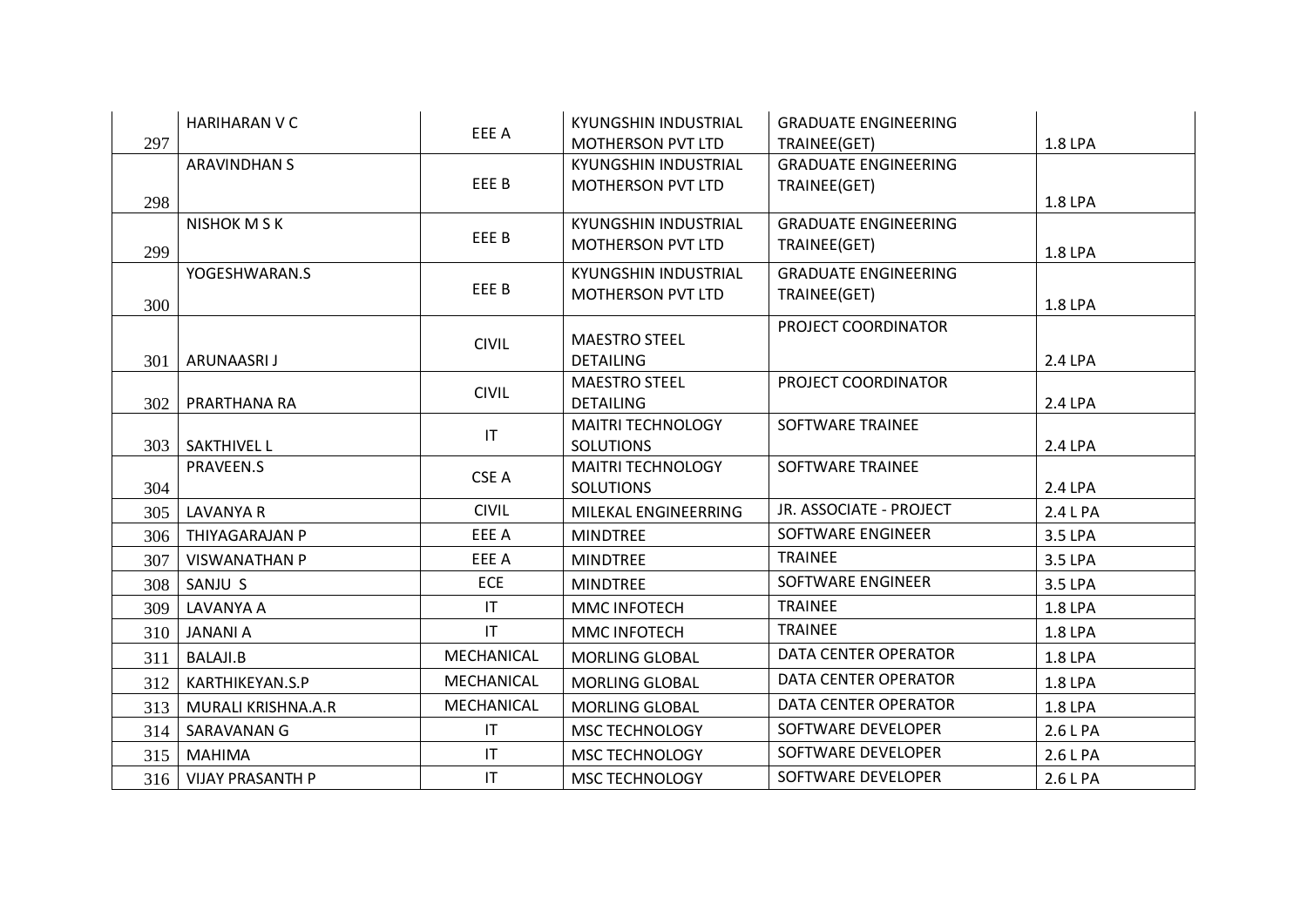| | | | | | |
|---|---|---|---|---|---|
| 297 | HARIHARAN V C | EEE A | KYUNGSHIN INDUSTRIAL MOTHERSON PVT LTD | GRADUATE ENGINEERING TRAINEE(GET) | 1.8 LPA |
| 298 | ARAVINDHAN S | EEE B | KYUNGSHIN INDUSTRIAL MOTHERSON PVT LTD | GRADUATE ENGINEERING TRAINEE(GET) | 1.8 LPA |
| 299 | NISHOK M S K | EEE B | KYUNGSHIN INDUSTRIAL MOTHERSON PVT LTD | GRADUATE ENGINEERING TRAINEE(GET) | 1.8 LPA |
| 300 | YOGESHWARAN.S | EEE B | KYUNGSHIN INDUSTRIAL MOTHERSON PVT LTD | GRADUATE ENGINEERING TRAINEE(GET) | 1.8 LPA |
| 301 | ARUNAASRI J | CIVIL | MAESTRO STEEL DETAILING | PROJECT COORDINATOR | 2.4 LPA |
| 302 | PRARTHANA RA | CIVIL | MAESTRO STEEL DETAILING | PROJECT COORDINATOR | 2.4 LPA |
| 303 | SAKTHIVEL L | IT | MAITRI TECHNOLOGY SOLUTIONS | SOFTWARE TRAINEE | 2.4 LPA |
| 304 | PRAVEEN.S | CSE A | MAITRI TECHNOLOGY SOLUTIONS | SOFTWARE TRAINEE | 2.4 LPA |
| 305 | LAVANYA R | CIVIL | MILEKAL ENGINEERRING | JR. ASSOCIATE - PROJECT | 2.4 L PA |
| 306 | THIYAGARAJAN P | EEE A | MINDTREE | SOFTWARE ENGINEER | 3.5 LPA |
| 307 | VISWANATHAN P | EEE A | MINDTREE | TRAINEE | 3.5 LPA |
| 308 | SANJU S | ECE | MINDTREE | SOFTWARE ENGINEER | 3.5 LPA |
| 309 | LAVANYA A | IT | MMC INFOTECH | TRAINEE | 1.8 LPA |
| 310 | JANANI A | IT | MMC INFOTECH | TRAINEE | 1.8 LPA |
| 311 | BALAJI.B | MECHANICAL | MORLING GLOBAL | DATA CENTER OPERATOR | 1.8 LPA |
| 312 | KARTHIKEYAN.S.P | MECHANICAL | MORLING GLOBAL | DATA CENTER OPERATOR | 1.8 LPA |
| 313 | MURALI KRISHNA.A.R | MECHANICAL | MORLING GLOBAL | DATA CENTER OPERATOR | 1.8 LPA |
| 314 | SARAVANAN G | IT | MSC TECHNOLOGY | SOFTWARE DEVELOPER | 2.6 L PA |
| 315 | MAHIMA | IT | MSC TECHNOLOGY | SOFTWARE DEVELOPER | 2.6 L PA |
| 316 | VIJAY PRASANTH P | IT | MSC TECHNOLOGY | SOFTWARE DEVELOPER | 2.6 L PA |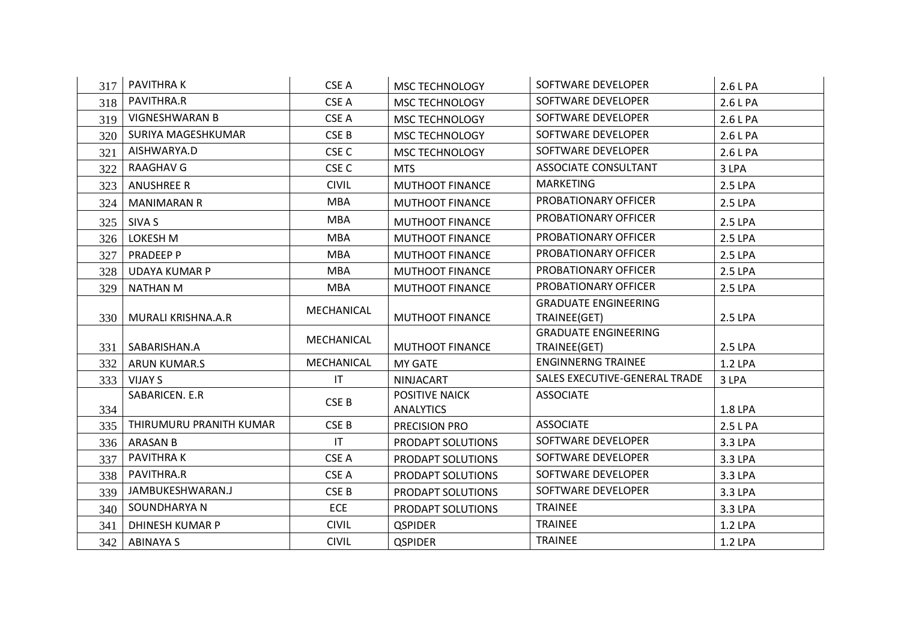| 317 | PAVITHRA K | CSE A | MSC TECHNOLOGY | SOFTWARE DEVELOPER | 2.6 L PA |
|---|---|---|---|---|---|
| 318 | PAVITHRA.R | CSE A | MSC TECHNOLOGY | SOFTWARE DEVELOPER | 2.6 L PA |
| 319 | VIGNESHWARAN B | CSE A | MSC TECHNOLOGY | SOFTWARE DEVELOPER | 2.6 L PA |
| 320 | SURIYA MAGESHKUMAR | CSE B | MSC TECHNOLOGY | SOFTWARE DEVELOPER | 2.6 L PA |
| 321 | AISHWARYA.D | CSE C | MSC TECHNOLOGY | SOFTWARE DEVELOPER | 2.6 L PA |
| 322 | RAAGHAV G | CSE C | MTS | ASSOCIATE CONSULTANT | 3 LPA |
| 323 | ANUSHREE R | CIVIL | MUTHOOT FINANCE | MARKETING | 2.5 LPA |
| 324 | MANIMARAN R | MBA | MUTHOOT FINANCE | PROBATIONARY OFFICER | 2.5 LPA |
| 325 | SIVA S | MBA | MUTHOOT FINANCE | PROBATIONARY OFFICER | 2.5 LPA |
| 326 | LOKESH M | MBA | MUTHOOT FINANCE | PROBATIONARY OFFICER | 2.5 LPA |
| 327 | PRADEEP P | MBA | MUTHOOT FINANCE | PROBATIONARY OFFICER | 2.5 LPA |
| 328 | UDAYA KUMAR P | MBA | MUTHOOT FINANCE | PROBATIONARY OFFICER | 2.5 LPA |
| 329 | NATHAN M | MBA | MUTHOOT FINANCE | PROBATIONARY OFFICER | 2.5 LPA |
| 330 | MURALI KRISHNA.A.R | MECHANICAL | MUTHOOT FINANCE | GRADUATE ENGINEERING TRAINEE(GET) | 2.5 LPA |
| 331 | SABARISHAN.A | MECHANICAL | MUTHOOT FINANCE | GRADUATE ENGINEERING TRAINEE(GET) | 2.5 LPA |
| 332 | ARUN KUMAR.S | MECHANICAL | MY GATE | ENGINNERNG TRAINEE | 1.2 LPA |
| 333 | VIJAY S | IT | NINJACART | SALES EXECUTIVE-GENERAL TRADE | 3 LPA |
| 334 | SABARICEN. E.R | CSE B | POSITIVE NAICK ANALYTICS | ASSOCIATE | 1.8 LPA |
| 335 | THIRUMURU PRANITH KUMAR | CSE B | PRECISION PRO | ASSOCIATE | 2.5 L PA |
| 336 | ARASAN B | IT | PRODAPT SOLUTIONS | SOFTWARE DEVELOPER | 3.3 LPA |
| 337 | PAVITHRA K | CSE A | PRODAPT SOLUTIONS | SOFTWARE DEVELOPER | 3.3 LPA |
| 338 | PAVITHRA.R | CSE A | PRODAPT SOLUTIONS | SOFTWARE DEVELOPER | 3.3 LPA |
| 339 | JAMBUKESHWARAN.J | CSE B | PRODAPT SOLUTIONS | SOFTWARE DEVELOPER | 3.3 LPA |
| 340 | SOUNDHARYA N | ECE | PRODAPT SOLUTIONS | TRAINEE | 3.3 LPA |
| 341 | DHINESH KUMAR P | CIVIL | QSPIDER | TRAINEE | 1.2 LPA |
| 342 | ABINAYA S | CIVIL | QSPIDER | TRAINEE | 1.2 LPA |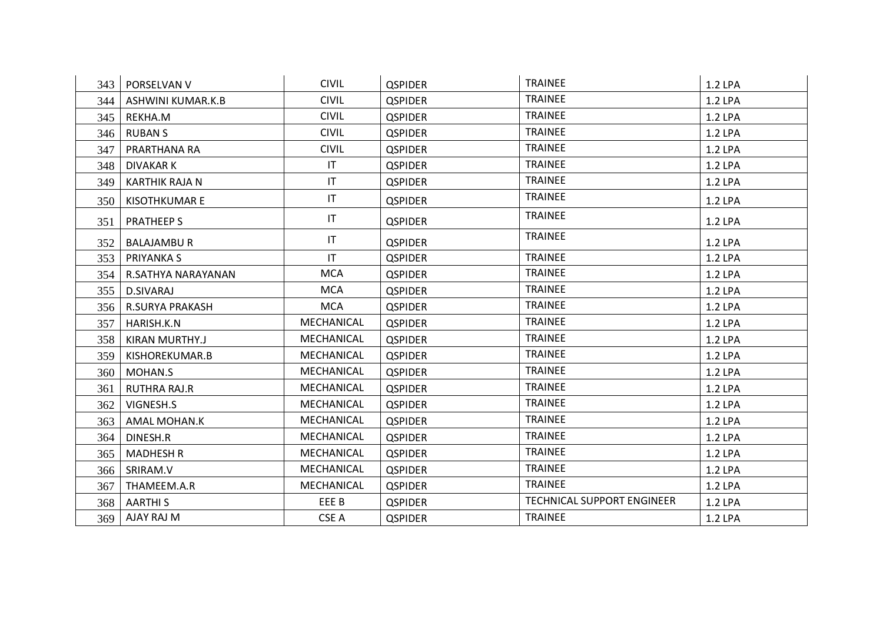| | | | | | |
|---|---|---|---|---|---|
| 343 | PORSELVAN V | CIVIL | QSPIDER | TRAINEE | 1.2 LPA |
| 344 | ASHWINI KUMAR.K.B | CIVIL | QSPIDER | TRAINEE | 1.2 LPA |
| 345 | REKHA.M | CIVIL | QSPIDER | TRAINEE | 1.2 LPA |
| 346 | RUBAN S | CIVIL | QSPIDER | TRAINEE | 1.2 LPA |
| 347 | PRARTHANA RA | CIVIL | QSPIDER | TRAINEE | 1.2 LPA |
| 348 | DIVAKAR K | IT | QSPIDER | TRAINEE | 1.2 LPA |
| 349 | KARTHIK RAJA N | IT | QSPIDER | TRAINEE | 1.2 LPA |
| 350 | KISOTHKUMAR E | IT | QSPIDER | TRAINEE | 1.2 LPA |
| 351 | PRATHEEP S | IT | QSPIDER | TRAINEE | 1.2 LPA |
| 352 | BALAJAMBU R | IT | QSPIDER | TRAINEE | 1.2 LPA |
| 353 | PRIYANKA S | IT | QSPIDER | TRAINEE | 1.2 LPA |
| 354 | R.SATHYA NARAYANAN | MCA | QSPIDER | TRAINEE | 1.2 LPA |
| 355 | D.SIVARAJ | MCA | QSPIDER | TRAINEE | 1.2 LPA |
| 356 | R.SURYA PRAKASH | MCA | QSPIDER | TRAINEE | 1.2 LPA |
| 357 | HARISH.K.N | MECHANICAL | QSPIDER | TRAINEE | 1.2 LPA |
| 358 | KIRAN MURTHY.J | MECHANICAL | QSPIDER | TRAINEE | 1.2 LPA |
| 359 | KISHOREKUMAR.B | MECHANICAL | QSPIDER | TRAINEE | 1.2 LPA |
| 360 | MOHAN.S | MECHANICAL | QSPIDER | TRAINEE | 1.2 LPA |
| 361 | RUTHRA RAJ.R | MECHANICAL | QSPIDER | TRAINEE | 1.2 LPA |
| 362 | VIGNESH.S | MECHANICAL | QSPIDER | TRAINEE | 1.2 LPA |
| 363 | AMAL MOHAN.K | MECHANICAL | QSPIDER | TRAINEE | 1.2 LPA |
| 364 | DINESH.R | MECHANICAL | QSPIDER | TRAINEE | 1.2 LPA |
| 365 | MADHESH R | MECHANICAL | QSPIDER | TRAINEE | 1.2 LPA |
| 366 | SRIRAM.V | MECHANICAL | QSPIDER | TRAINEE | 1.2 LPA |
| 367 | THAMEEM.A.R | MECHANICAL | QSPIDER | TRAINEE | 1.2 LPA |
| 368 | AARTHI S | EEE B | QSPIDER | TECHNICAL SUPPORT ENGINEER | 1.2 LPA |
| 369 | AJAY RAJ M | CSE A | QSPIDER | TRAINEE | 1.2 LPA |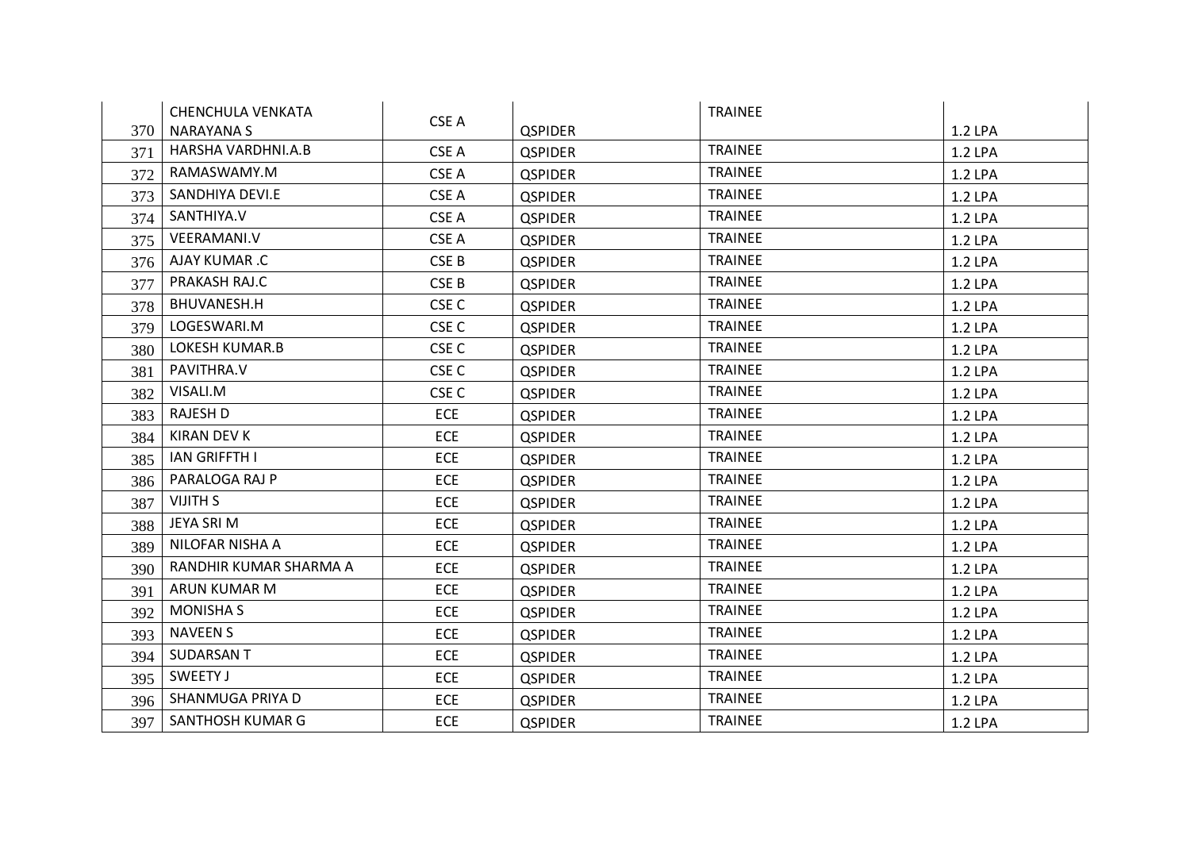| | | | | | |
|---|---|---|---|---|---|
| 370 | CHENCHULA VENKATA NARAYANA S | CSE A | QSPIDER | TRAINEE | 1.2 LPA |
| 371 | HARSHA VARDHNI.A.B | CSE A | QSPIDER | TRAINEE | 1.2 LPA |
| 372 | RAMASWAMY.M | CSE A | QSPIDER | TRAINEE | 1.2 LPA |
| 373 | SANDHIYA DEVI.E | CSE A | QSPIDER | TRAINEE | 1.2 LPA |
| 374 | SANTHIYA.V | CSE A | QSPIDER | TRAINEE | 1.2 LPA |
| 375 | VEERAMANI.V | CSE A | QSPIDER | TRAINEE | 1.2 LPA |
| 376 | AJAY KUMAR .C | CSE B | QSPIDER | TRAINEE | 1.2 LPA |
| 377 | PRAKASH RAJ.C | CSE B | QSPIDER | TRAINEE | 1.2 LPA |
| 378 | BHUVANESH.H | CSE C | QSPIDER | TRAINEE | 1.2 LPA |
| 379 | LOGESWARI.M | CSE C | QSPIDER | TRAINEE | 1.2 LPA |
| 380 | LOKESH KUMAR.B | CSE C | QSPIDER | TRAINEE | 1.2 LPA |
| 381 | PAVITHRA.V | CSE C | QSPIDER | TRAINEE | 1.2 LPA |
| 382 | VISALI.M | CSE C | QSPIDER | TRAINEE | 1.2 LPA |
| 383 | RAJESH D | ECE | QSPIDER | TRAINEE | 1.2 LPA |
| 384 | KIRAN DEV K | ECE | QSPIDER | TRAINEE | 1.2 LPA |
| 385 | IAN GRIFFTH I | ECE | QSPIDER | TRAINEE | 1.2 LPA |
| 386 | PARALOGA RAJ P | ECE | QSPIDER | TRAINEE | 1.2 LPA |
| 387 | VIJITH S | ECE | QSPIDER | TRAINEE | 1.2 LPA |
| 388 | JEYA SRI M | ECE | QSPIDER | TRAINEE | 1.2 LPA |
| 389 | NILOFAR NISHA A | ECE | QSPIDER | TRAINEE | 1.2 LPA |
| 390 | RANDHIR KUMAR SHARMA A | ECE | QSPIDER | TRAINEE | 1.2 LPA |
| 391 | ARUN KUMAR M | ECE | QSPIDER | TRAINEE | 1.2 LPA |
| 392 | MONISHA S | ECE | QSPIDER | TRAINEE | 1.2 LPA |
| 393 | NAVEEN S | ECE | QSPIDER | TRAINEE | 1.2 LPA |
| 394 | SUDARSAN T | ECE | QSPIDER | TRAINEE | 1.2 LPA |
| 395 | SWEETY J | ECE | QSPIDER | TRAINEE | 1.2 LPA |
| 396 | SHANMUGA PRIYA D | ECE | QSPIDER | TRAINEE | 1.2 LPA |
| 397 | SANTHOSH KUMAR G | ECE | QSPIDER | TRAINEE | 1.2 LPA |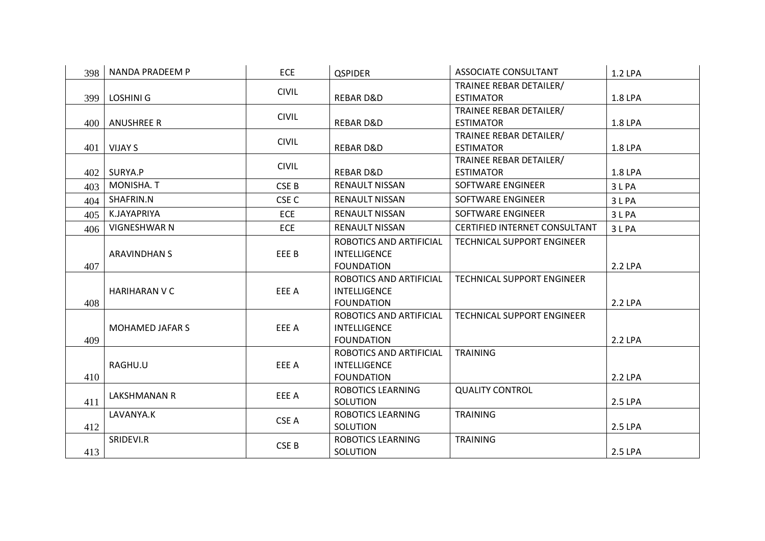| 398 | NANDA PRADEEM P | ECE | QSPIDER | ASSOCIATE CONSULTANT | 1.2 LPA |
|---|---|---|---|---|---|
| 399 | LOSHINI G | CIVIL | REBAR D&D | TRAINEE REBAR DETAILER/ ESTIMATOR | 1.8 LPA |
| 400 | ANUSHREE R | CIVIL | REBAR D&D | TRAINEE REBAR DETAILER/ ESTIMATOR | 1.8 LPA |
| 401 | VIJAY S | CIVIL | REBAR D&D | TRAINEE REBAR DETAILER/ ESTIMATOR | 1.8 LPA |
| 402 | SURYA.P | CIVIL | REBAR D&D | TRAINEE REBAR DETAILER/ ESTIMATOR | 1.8 LPA |
| 403 | MONISHA. T | CSE B | RENAULT NISSAN | SOFTWARE ENGINEER | 3 L PA |
| 404 | SHAFRIN.N | CSE C | RENAULT NISSAN | SOFTWARE ENGINEER | 3 L PA |
| 405 | K.JAYAPRIYA | ECE | RENAULT NISSAN | SOFTWARE ENGINEER | 3 L PA |
| 406 | VIGNESHWAR N | ECE | RENAULT NISSAN | CERTIFIED INTERNET CONSULTANT | 3 L PA |
| 407 | ARAVINDHAN S | EEE B | ROBOTICS AND ARTIFICIAL INTELLIGENCE FOUNDATION | TECHNICAL SUPPORT ENGINEER | 2.2 LPA |
| 408 | HARIHARAN V C | EEE A | ROBOTICS AND ARTIFICIAL INTELLIGENCE FOUNDATION | TECHNICAL SUPPORT ENGINEER | 2.2 LPA |
| 409 | MOHAMED JAFAR S | EEE A | ROBOTICS AND ARTIFICIAL INTELLIGENCE FOUNDATION | TECHNICAL SUPPORT ENGINEER | 2.2 LPA |
| 410 | RAGHU.U | EEE A | ROBOTICS AND ARTIFICIAL INTELLIGENCE FOUNDATION | TRAINING | 2.2 LPA |
| 411 | LAKSHMANAN R | EEE A | ROBOTICS LEARNING SOLUTION | QUALITY CONTROL | 2.5 LPA |
| 412 | LAVANYA.K | CSE A | ROBOTICS LEARNING SOLUTION | TRAINING | 2.5 LPA |
| 413 | SRIDEVI.R | CSE B | ROBOTICS LEARNING SOLUTION | TRAINING | 2.5 LPA |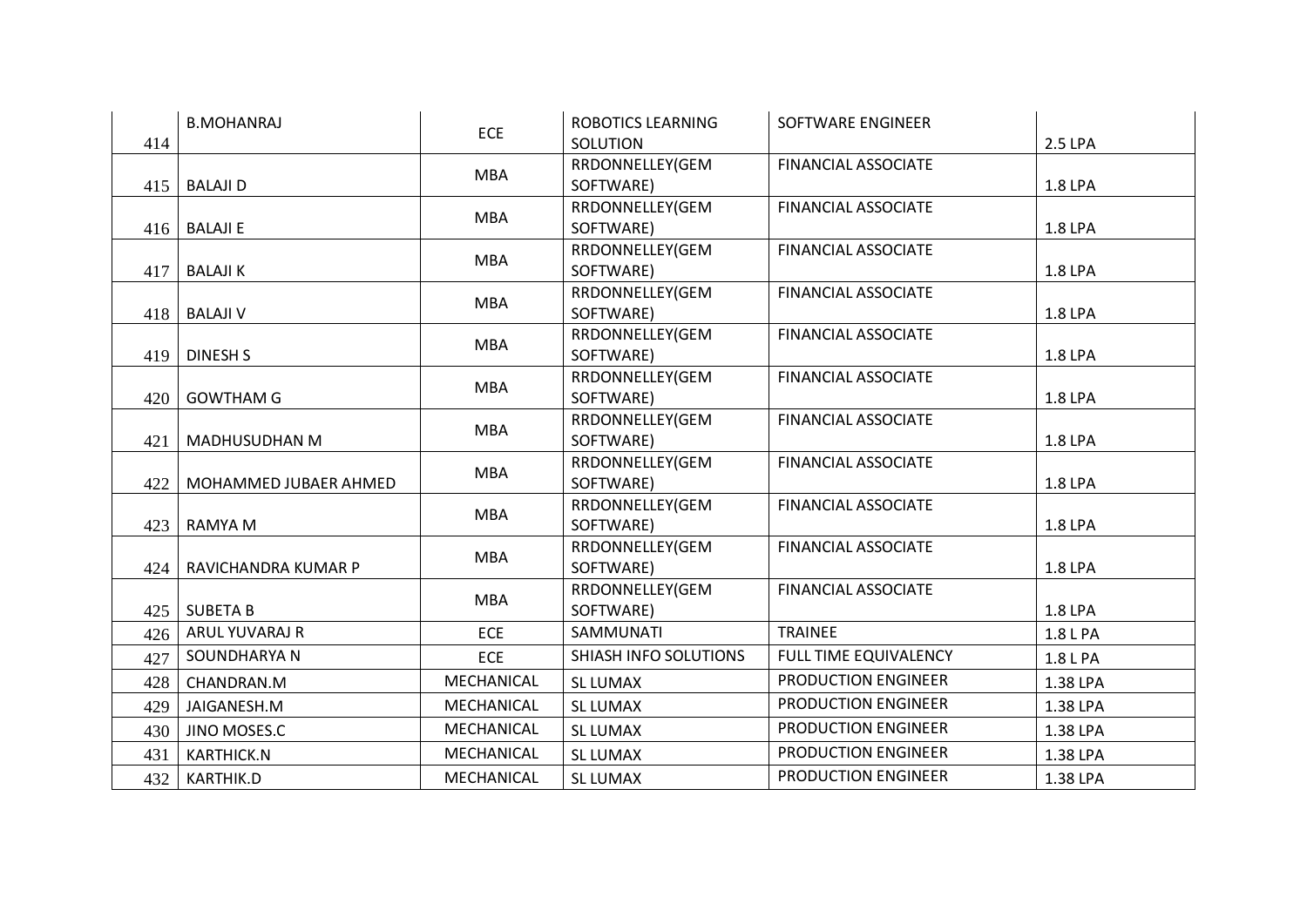| 414 | B.MOHANRAJ | ECE | ROBOTICS LEARNING SOLUTION | SOFTWARE ENGINEER | 2.5 LPA |
|---|---|---|---|---|---|
| 415 | BALAJI D | MBA | RRDONNELLEY(GEM SOFTWARE) | FINANCIAL ASSOCIATE | 1.8 LPA |
| 416 | BALAJI E | MBA | RRDONNELLEY(GEM SOFTWARE) | FINANCIAL ASSOCIATE | 1.8 LPA |
| 417 | BALAJI K | MBA | RRDONNELLEY(GEM SOFTWARE) | FINANCIAL ASSOCIATE | 1.8 LPA |
| 418 | BALAJI V | MBA | RRDONNELLEY(GEM SOFTWARE) | FINANCIAL ASSOCIATE | 1.8 LPA |
| 419 | DINESH S | MBA | RRDONNELLEY(GEM SOFTWARE) | FINANCIAL ASSOCIATE | 1.8 LPA |
| 420 | GOWTHAM G | MBA | RRDONNELLEY(GEM SOFTWARE) | FINANCIAL ASSOCIATE | 1.8 LPA |
| 421 | MADHUSUDHAN M | MBA | RRDONNELLEY(GEM SOFTWARE) | FINANCIAL ASSOCIATE | 1.8 LPA |
| 422 | MOHAMMED JUBAER AHMED | MBA | RRDONNELLEY(GEM SOFTWARE) | FINANCIAL ASSOCIATE | 1.8 LPA |
| 423 | RAMYA M | MBA | RRDONNELLEY(GEM SOFTWARE) | FINANCIAL ASSOCIATE | 1.8 LPA |
| 424 | RAVICHANDRA KUMAR P | MBA | RRDONNELLEY(GEM SOFTWARE) | FINANCIAL ASSOCIATE | 1.8 LPA |
| 425 | SUBETA B | MBA | RRDONNELLEY(GEM SOFTWARE) | FINANCIAL ASSOCIATE | 1.8 LPA |
| 426 | ARUL YUVARAJ R | ECE | SAMMUNATI | TRAINEE | 1.8 L PA |
| 427 | SOUNDHARYA N | ECE | SHIASH INFO SOLUTIONS | FULL TIME EQUIVALENCY | 1.8 L PA |
| 428 | CHANDRAN.M | MECHANICAL | SL LUMAX | PRODUCTION ENGINEER | 1.38 LPA |
| 429 | JAIGANESH.M | MECHANICAL | SL LUMAX | PRODUCTION ENGINEER | 1.38 LPA |
| 430 | JINO MOSES.C | MECHANICAL | SL LUMAX | PRODUCTION ENGINEER | 1.38 LPA |
| 431 | KARTHICK.N | MECHANICAL | SL LUMAX | PRODUCTION ENGINEER | 1.38 LPA |
| 432 | KARTHIK.D | MECHANICAL | SL LUMAX | PRODUCTION ENGINEER | 1.38 LPA |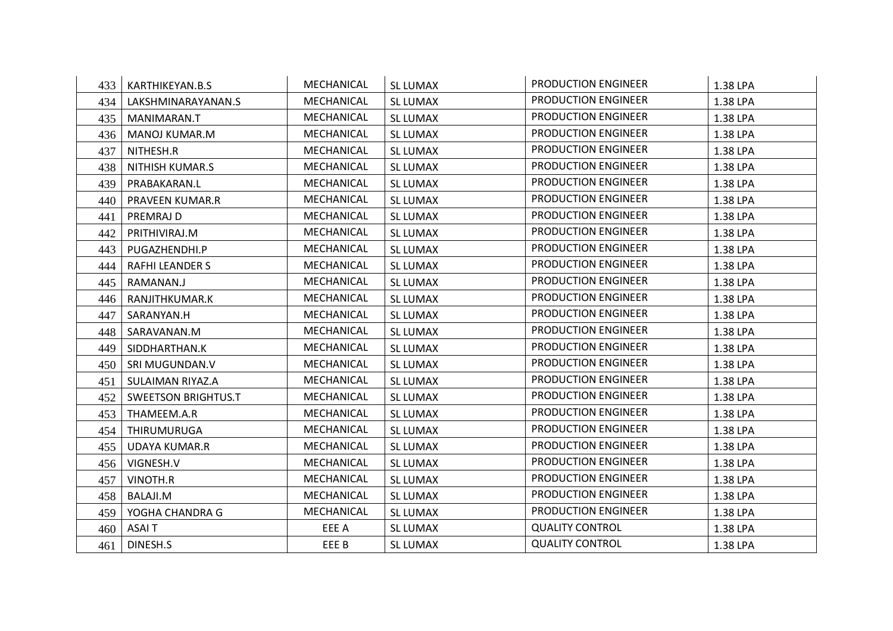| | | | | | |
|---|---|---|---|---|---|
| 433 | KARTHIKEYAN.B.S | MECHANICAL | SL LUMAX | PRODUCTION ENGINEER | 1.38 LPA |
| 434 | LAKSHMINARAYANAN.S | MECHANICAL | SL LUMAX | PRODUCTION ENGINEER | 1.38 LPA |
| 435 | MANIMARAN.T | MECHANICAL | SL LUMAX | PRODUCTION ENGINEER | 1.38 LPA |
| 436 | MANOJ KUMAR.M | MECHANICAL | SL LUMAX | PRODUCTION ENGINEER | 1.38 LPA |
| 437 | NITHESH.R | MECHANICAL | SL LUMAX | PRODUCTION ENGINEER | 1.38 LPA |
| 438 | NITHISH KUMAR.S | MECHANICAL | SL LUMAX | PRODUCTION ENGINEER | 1.38 LPA |
| 439 | PRABAKARAN.L | MECHANICAL | SL LUMAX | PRODUCTION ENGINEER | 1.38 LPA |
| 440 | PRAVEEN KUMAR.R | MECHANICAL | SL LUMAX | PRODUCTION ENGINEER | 1.38 LPA |
| 441 | PREMRAJ D | MECHANICAL | SL LUMAX | PRODUCTION ENGINEER | 1.38 LPA |
| 442 | PRITHIVIRAJ.M | MECHANICAL | SL LUMAX | PRODUCTION ENGINEER | 1.38 LPA |
| 443 | PUGAZHENDHI.P | MECHANICAL | SL LUMAX | PRODUCTION ENGINEER | 1.38 LPA |
| 444 | RAFHI LEANDER S | MECHANICAL | SL LUMAX | PRODUCTION ENGINEER | 1.38 LPA |
| 445 | RAMANAN.J | MECHANICAL | SL LUMAX | PRODUCTION ENGINEER | 1.38 LPA |
| 446 | RANJITHKUMAR.K | MECHANICAL | SL LUMAX | PRODUCTION ENGINEER | 1.38 LPA |
| 447 | SARANYAN.H | MECHANICAL | SL LUMAX | PRODUCTION ENGINEER | 1.38 LPA |
| 448 | SARAVANAN.M | MECHANICAL | SL LUMAX | PRODUCTION ENGINEER | 1.38 LPA |
| 449 | SIDDHARTHAN.K | MECHANICAL | SL LUMAX | PRODUCTION ENGINEER | 1.38 LPA |
| 450 | SRI MUGUNDAN.V | MECHANICAL | SL LUMAX | PRODUCTION ENGINEER | 1.38 LPA |
| 451 | SULAIMAN RIYAZ.A | MECHANICAL | SL LUMAX | PRODUCTION ENGINEER | 1.38 LPA |
| 452 | SWEETSON BRIGHTUS.T | MECHANICAL | SL LUMAX | PRODUCTION ENGINEER | 1.38 LPA |
| 453 | THAMEEM.A.R | MECHANICAL | SL LUMAX | PRODUCTION ENGINEER | 1.38 LPA |
| 454 | THIRUMURUGA | MECHANICAL | SL LUMAX | PRODUCTION ENGINEER | 1.38 LPA |
| 455 | UDAYA KUMAR.R | MECHANICAL | SL LUMAX | PRODUCTION ENGINEER | 1.38 LPA |
| 456 | VIGNESH.V | MECHANICAL | SL LUMAX | PRODUCTION ENGINEER | 1.38 LPA |
| 457 | VINOTH.R | MECHANICAL | SL LUMAX | PRODUCTION ENGINEER | 1.38 LPA |
| 458 | BALAJI.M | MECHANICAL | SL LUMAX | PRODUCTION ENGINEER | 1.38 LPA |
| 459 | YOGHA CHANDRA G | MECHANICAL | SL LUMAX | PRODUCTION ENGINEER | 1.38 LPA |
| 460 | ASAI T | EEE A | SL LUMAX | QUALITY CONTROL | 1.38 LPA |
| 461 | DINESH.S | EEE B | SL LUMAX | QUALITY CONTROL | 1.38 LPA |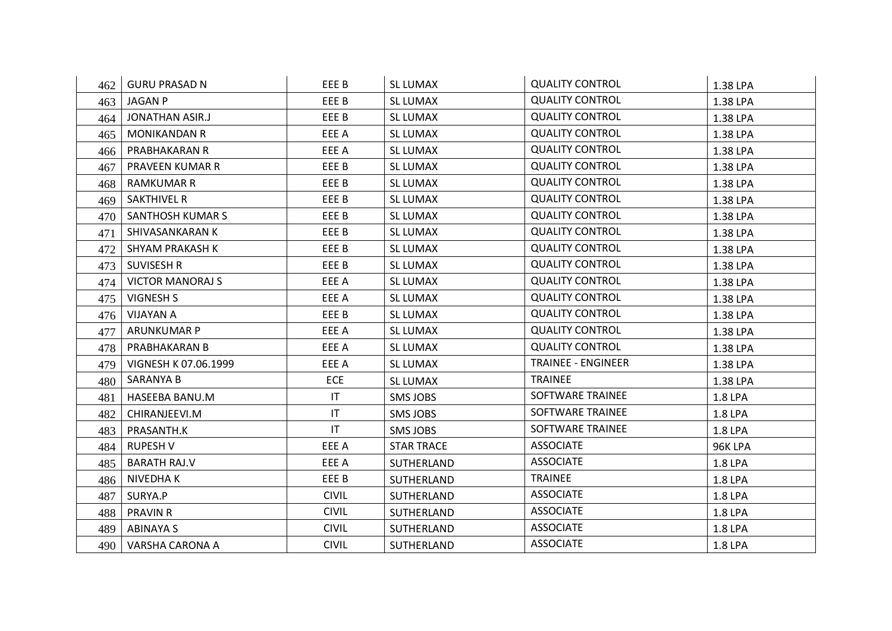| | | | | | |
|---|---|---|---|---|---|
| 462 | GURU PRASAD N | EEE B | SL LUMAX | QUALITY CONTROL | 1.38 LPA |
| 463 | JAGAN P | EEE B | SL LUMAX | QUALITY CONTROL | 1.38 LPA |
| 464 | JONATHAN ASIR.J | EEE B | SL LUMAX | QUALITY CONTROL | 1.38 LPA |
| 465 | MONIKANDAN R | EEE A | SL LUMAX | QUALITY CONTROL | 1.38 LPA |
| 466 | PRABHAKARAN R | EEE A | SL LUMAX | QUALITY CONTROL | 1.38 LPA |
| 467 | PRAVEEN KUMAR R | EEE B | SL LUMAX | QUALITY CONTROL | 1.38 LPA |
| 468 | RAMKUMAR R | EEE B | SL LUMAX | QUALITY CONTROL | 1.38 LPA |
| 469 | SAKTHIVEL R | EEE B | SL LUMAX | QUALITY CONTROL | 1.38 LPA |
| 470 | SANTHOSH KUMAR S | EEE B | SL LUMAX | QUALITY CONTROL | 1.38 LPA |
| 471 | SHIVASANKARAN K | EEE B | SL LUMAX | QUALITY CONTROL | 1.38 LPA |
| 472 | SHYAM PRAKASH K | EEE B | SL LUMAX | QUALITY CONTROL | 1.38 LPA |
| 473 | SUVISESH R | EEE B | SL LUMAX | QUALITY CONTROL | 1.38 LPA |
| 474 | VICTOR MANORAJ S | EEE A | SL LUMAX | QUALITY CONTROL | 1.38 LPA |
| 475 | VIGNESH S | EEE A | SL LUMAX | QUALITY CONTROL | 1.38 LPA |
| 476 | VIJAYAN A | EEE B | SL LUMAX | QUALITY CONTROL | 1.38 LPA |
| 477 | ARUNKUMAR P | EEE A | SL LUMAX | QUALITY CONTROL | 1.38 LPA |
| 478 | PRABHAKARAN B | EEE A | SL LUMAX | QUALITY CONTROL | 1.38 LPA |
| 479 | VIGNESH K 07.06.1999 | EEE A | SL LUMAX | TRAINEE - ENGINEER | 1.38 LPA |
| 480 | SARANYA B | ECE | SL LUMAX | TRAINEE | 1.38 LPA |
| 481 | HASEEBA BANU.M | IT | SMS JOBS | SOFTWARE TRAINEE | 1.8 LPA |
| 482 | CHIRANJEEVI.M | IT | SMS JOBS | SOFTWARE TRAINEE | 1.8 LPA |
| 483 | PRASANTH.K | IT | SMS JOBS | SOFTWARE TRAINEE | 1.8 LPA |
| 484 | RUPESH V | EEE A | STAR TRACE | ASSOCIATE | 96K LPA |
| 485 | BARATH RAJ.V | EEE A | SUTHERLAND | ASSOCIATE | 1.8 LPA |
| 486 | NIVEDHA K | EEE B | SUTHERLAND | TRAINEE | 1.8 LPA |
| 487 | SURYA.P | CIVIL | SUTHERLAND | ASSOCIATE | 1.8 LPA |
| 488 | PRAVIN R | CIVIL | SUTHERLAND | ASSOCIATE | 1.8 LPA |
| 489 | ABINAYA S | CIVIL | SUTHERLAND | ASSOCIATE | 1.8 LPA |
| 490 | VARSHA CARONA A | CIVIL | SUTHERLAND | ASSOCIATE | 1.8 LPA |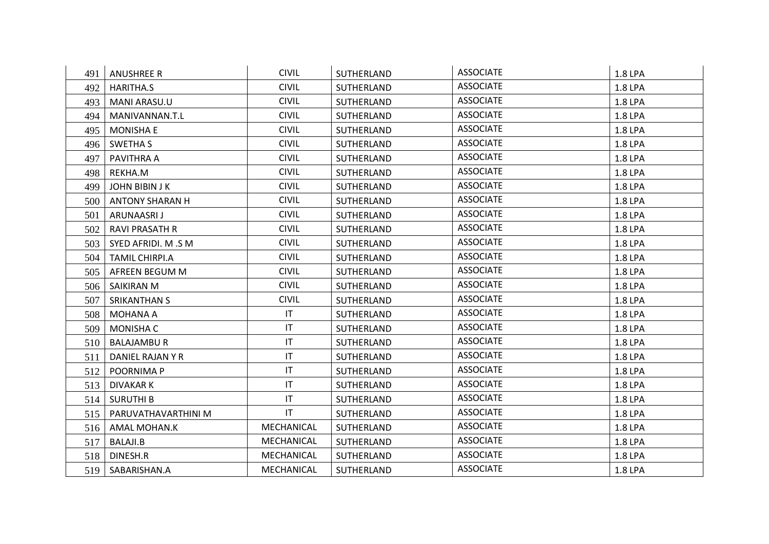| | | | | | |
|---|---|---|---|---|---|
| 491 | ANUSHREE R | CIVIL | SUTHERLAND | ASSOCIATE | 1.8 LPA |
| 492 | HARITHA.S | CIVIL | SUTHERLAND | ASSOCIATE | 1.8 LPA |
| 493 | MANI ARASU.U | CIVIL | SUTHERLAND | ASSOCIATE | 1.8 LPA |
| 494 | MANIVANNAN.T.L | CIVIL | SUTHERLAND | ASSOCIATE | 1.8 LPA |
| 495 | MONISHA E | CIVIL | SUTHERLAND | ASSOCIATE | 1.8 LPA |
| 496 | SWETHA S | CIVIL | SUTHERLAND | ASSOCIATE | 1.8 LPA |
| 497 | PAVITHRA A | CIVIL | SUTHERLAND | ASSOCIATE | 1.8 LPA |
| 498 | REKHA.M | CIVIL | SUTHERLAND | ASSOCIATE | 1.8 LPA |
| 499 | JOHN BIBIN J K | CIVIL | SUTHERLAND | ASSOCIATE | 1.8 LPA |
| 500 | ANTONY SHARAN H | CIVIL | SUTHERLAND | ASSOCIATE | 1.8 LPA |
| 501 | ARUNAASRI J | CIVIL | SUTHERLAND | ASSOCIATE | 1.8 LPA |
| 502 | RAVI PRASATH R | CIVIL | SUTHERLAND | ASSOCIATE | 1.8 LPA |
| 503 | SYED AFRIDI. M .S M | CIVIL | SUTHERLAND | ASSOCIATE | 1.8 LPA |
| 504 | TAMIL CHIRPI.A | CIVIL | SUTHERLAND | ASSOCIATE | 1.8 LPA |
| 505 | AFREEN BEGUM M | CIVIL | SUTHERLAND | ASSOCIATE | 1.8 LPA |
| 506 | SAIKIRAN M | CIVIL | SUTHERLAND | ASSOCIATE | 1.8 LPA |
| 507 | SRIKANTHAN S | CIVIL | SUTHERLAND | ASSOCIATE | 1.8 LPA |
| 508 | MOHANA A | IT | SUTHERLAND | ASSOCIATE | 1.8 LPA |
| 509 | MONISHA C | IT | SUTHERLAND | ASSOCIATE | 1.8 LPA |
| 510 | BALAJAMBU R | IT | SUTHERLAND | ASSOCIATE | 1.8 LPA |
| 511 | DANIEL RAJAN Y R | IT | SUTHERLAND | ASSOCIATE | 1.8 LPA |
| 512 | POORNIMA P | IT | SUTHERLAND | ASSOCIATE | 1.8 LPA |
| 513 | DIVAKAR K | IT | SUTHERLAND | ASSOCIATE | 1.8 LPA |
| 514 | SURUTHI B | IT | SUTHERLAND | ASSOCIATE | 1.8 LPA |
| 515 | PARUVATHAVARTHINI M | IT | SUTHERLAND | ASSOCIATE | 1.8 LPA |
| 516 | AMAL MOHAN.K | MECHANICAL | SUTHERLAND | ASSOCIATE | 1.8 LPA |
| 517 | BALAJI.B | MECHANICAL | SUTHERLAND | ASSOCIATE | 1.8 LPA |
| 518 | DINESH.R | MECHANICAL | SUTHERLAND | ASSOCIATE | 1.8 LPA |
| 519 | SABARISHAN.A | MECHANICAL | SUTHERLAND | ASSOCIATE | 1.8 LPA |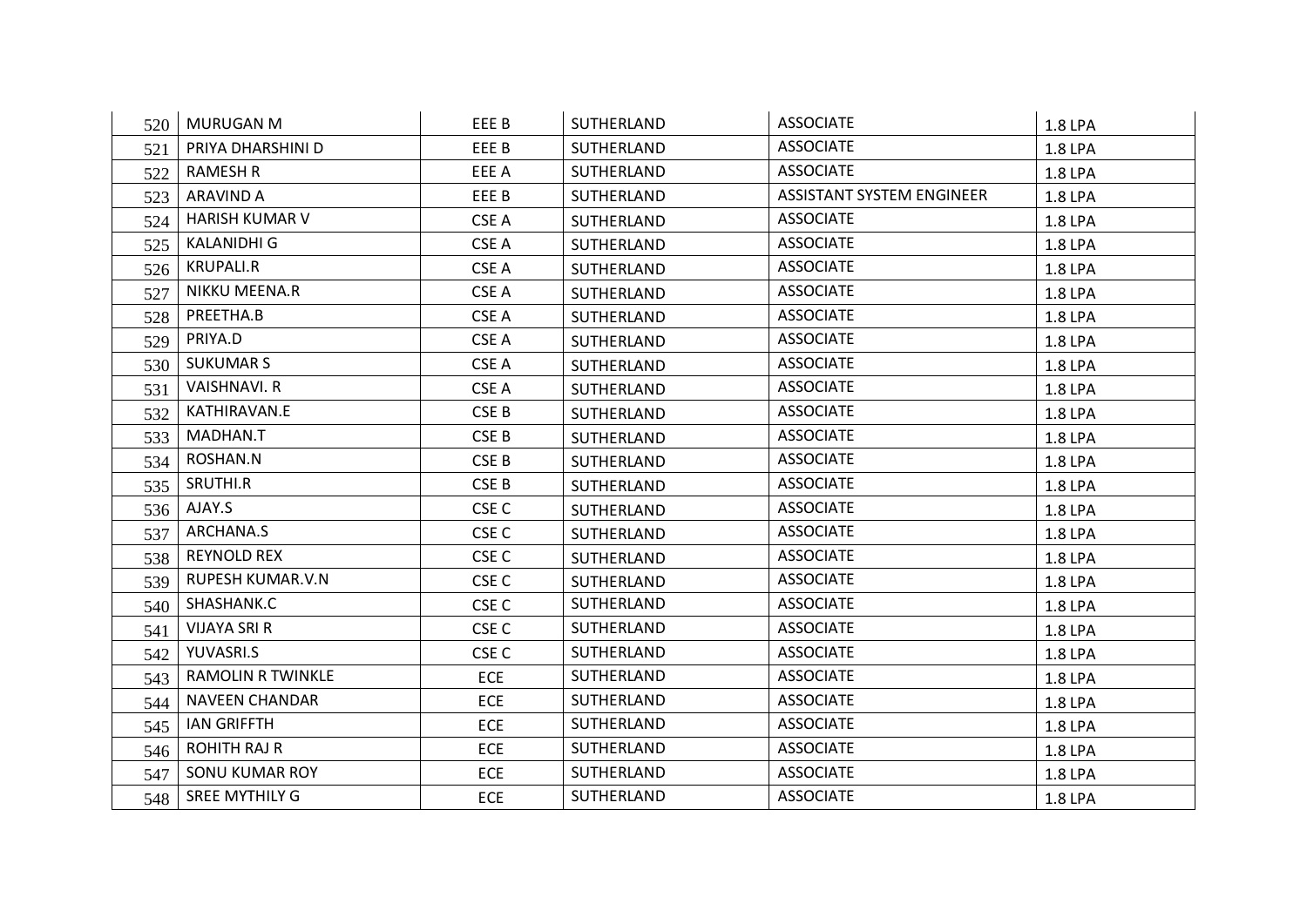| | | | | | |
|---|---|---|---|---|---|
| 520 | MURUGAN M | EEE B | SUTHERLAND | ASSOCIATE | 1.8 LPA |
| 521 | PRIYA DHARSHINI D | EEE B | SUTHERLAND | ASSOCIATE | 1.8 LPA |
| 522 | RAMESH R | EEE A | SUTHERLAND | ASSOCIATE | 1.8 LPA |
| 523 | ARAVIND A | EEE B | SUTHERLAND | ASSISTANT SYSTEM ENGINEER | 1.8 LPA |
| 524 | HARISH KUMAR V | CSE A | SUTHERLAND | ASSOCIATE | 1.8 LPA |
| 525 | KALANIDHI G | CSE A | SUTHERLAND | ASSOCIATE | 1.8 LPA |
| 526 | KRUPALI.R | CSE A | SUTHERLAND | ASSOCIATE | 1.8 LPA |
| 527 | NIKKU MEENA.R | CSE A | SUTHERLAND | ASSOCIATE | 1.8 LPA |
| 528 | PREETHA.B | CSE A | SUTHERLAND | ASSOCIATE | 1.8 LPA |
| 529 | PRIYA.D | CSE A | SUTHERLAND | ASSOCIATE | 1.8 LPA |
| 530 | SUKUMAR S | CSE A | SUTHERLAND | ASSOCIATE | 1.8 LPA |
| 531 | VAISHNAVI. R | CSE A | SUTHERLAND | ASSOCIATE | 1.8 LPA |
| 532 | KATHIRAVAN.E | CSE B | SUTHERLAND | ASSOCIATE | 1.8 LPA |
| 533 | MADHAN.T | CSE B | SUTHERLAND | ASSOCIATE | 1.8 LPA |
| 534 | ROSHAN.N | CSE B | SUTHERLAND | ASSOCIATE | 1.8 LPA |
| 535 | SRUTHI.R | CSE B | SUTHERLAND | ASSOCIATE | 1.8 LPA |
| 536 | AJAY.S | CSE C | SUTHERLAND | ASSOCIATE | 1.8 LPA |
| 537 | ARCHANA.S | CSE C | SUTHERLAND | ASSOCIATE | 1.8 LPA |
| 538 | REYNOLD REX | CSE C | SUTHERLAND | ASSOCIATE | 1.8 LPA |
| 539 | RUPESH KUMAR.V.N | CSE C | SUTHERLAND | ASSOCIATE | 1.8 LPA |
| 540 | SHASHANK.C | CSE C | SUTHERLAND | ASSOCIATE | 1.8 LPA |
| 541 | VIJAYA SRI R | CSE C | SUTHERLAND | ASSOCIATE | 1.8 LPA |
| 542 | YUVASRI.S | CSE C | SUTHERLAND | ASSOCIATE | 1.8 LPA |
| 543 | RAMOLIN R TWINKLE | ECE | SUTHERLAND | ASSOCIATE | 1.8 LPA |
| 544 | NAVEEN CHANDAR | ECE | SUTHERLAND | ASSOCIATE | 1.8 LPA |
| 545 | IAN GRIFFTH | ECE | SUTHERLAND | ASSOCIATE | 1.8 LPA |
| 546 | ROHITH RAJ R | ECE | SUTHERLAND | ASSOCIATE | 1.8 LPA |
| 547 | SONU KUMAR ROY | ECE | SUTHERLAND | ASSOCIATE | 1.8 LPA |
| 548 | SREE MYTHILY G | ECE | SUTHERLAND | ASSOCIATE | 1.8 LPA |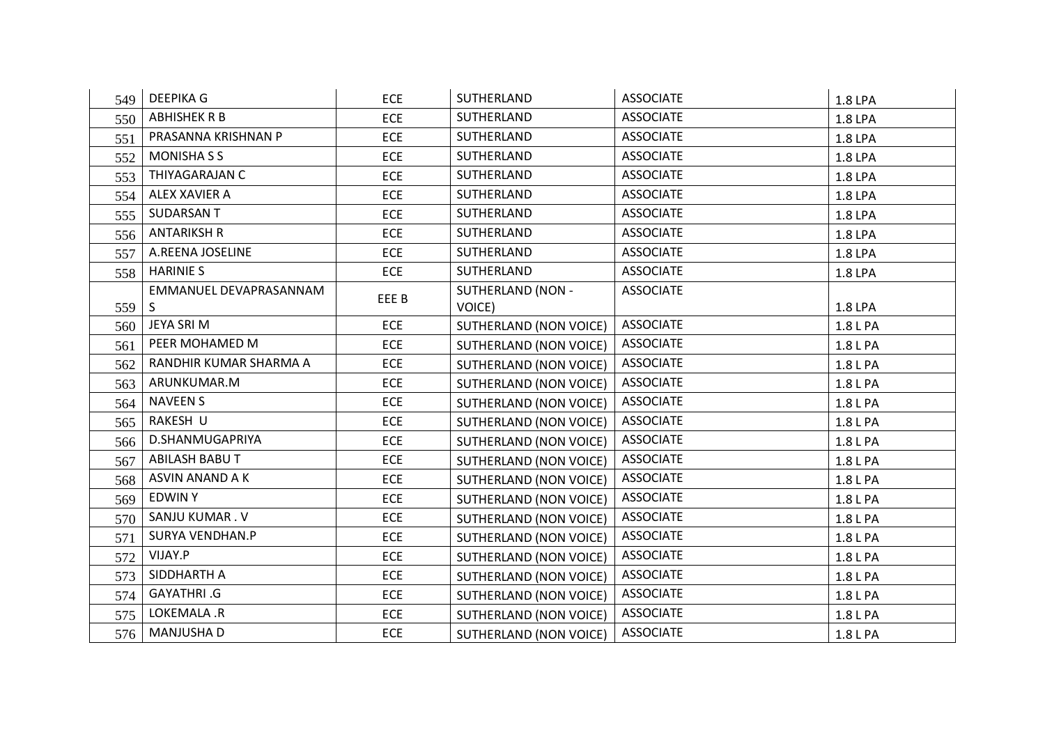| | | | | | |
|---|---|---|---|---|---|
| 549 | DEEPIKA G | ECE | SUTHERLAND | ASSOCIATE | 1.8 LPA |
| 550 | ABHISHEK R B | ECE | SUTHERLAND | ASSOCIATE | 1.8 LPA |
| 551 | PRASANNA KRISHNAN P | ECE | SUTHERLAND | ASSOCIATE | 1.8 LPA |
| 552 | MONISHA S S | ECE | SUTHERLAND | ASSOCIATE | 1.8 LPA |
| 553 | THIYAGARAJAN C | ECE | SUTHERLAND | ASSOCIATE | 1.8 LPA |
| 554 | ALEX XAVIER A | ECE | SUTHERLAND | ASSOCIATE | 1.8 LPA |
| 555 | SUDARSAN T | ECE | SUTHERLAND | ASSOCIATE | 1.8 LPA |
| 556 | ANTARIKSH R | ECE | SUTHERLAND | ASSOCIATE | 1.8 LPA |
| 557 | A.REENA JOSELINE | ECE | SUTHERLAND | ASSOCIATE | 1.8 LPA |
| 558 | HARINIE S | ECE | SUTHERLAND | ASSOCIATE | 1.8 LPA |
| 559 | EMMANUEL DEVAPRASANNAM S | EEE B | SUTHERLAND (NON - VOICE) | ASSOCIATE | 1.8 LPA |
| 560 | JEYA SRI M | ECE | SUTHERLAND (NON VOICE) | ASSOCIATE | 1.8 L PA |
| 561 | PEER MOHAMED M | ECE | SUTHERLAND (NON VOICE) | ASSOCIATE | 1.8 L PA |
| 562 | RANDHIR KUMAR SHARMA A | ECE | SUTHERLAND (NON VOICE) | ASSOCIATE | 1.8 L PA |
| 563 | ARUNKUMAR.M | ECE | SUTHERLAND (NON VOICE) | ASSOCIATE | 1.8 L PA |
| 564 | NAVEEN S | ECE | SUTHERLAND (NON VOICE) | ASSOCIATE | 1.8 L PA |
| 565 | RAKESH U | ECE | SUTHERLAND (NON VOICE) | ASSOCIATE | 1.8 L PA |
| 566 | D.SHANMUGAPRIYA | ECE | SUTHERLAND (NON VOICE) | ASSOCIATE | 1.8 L PA |
| 567 | ABILASH BABU T | ECE | SUTHERLAND (NON VOICE) | ASSOCIATE | 1.8 L PA |
| 568 | ASVIN ANAND A K | ECE | SUTHERLAND (NON VOICE) | ASSOCIATE | 1.8 L PA |
| 569 | EDWIN Y | ECE | SUTHERLAND (NON VOICE) | ASSOCIATE | 1.8 L PA |
| 570 | SANJU KUMAR . V | ECE | SUTHERLAND (NON VOICE) | ASSOCIATE | 1.8 L PA |
| 571 | SURYA VENDHAN.P | ECE | SUTHERLAND (NON VOICE) | ASSOCIATE | 1.8 L PA |
| 572 | VIJAY.P | ECE | SUTHERLAND (NON VOICE) | ASSOCIATE | 1.8 L PA |
| 573 | SIDDHARTH A | ECE | SUTHERLAND (NON VOICE) | ASSOCIATE | 1.8 L PA |
| 574 | GAYATHRI .G | ECE | SUTHERLAND (NON VOICE) | ASSOCIATE | 1.8 L PA |
| 575 | LOKEMALA .R | ECE | SUTHERLAND (NON VOICE) | ASSOCIATE | 1.8 L PA |
| 576 | MANJUSHA D | ECE | SUTHERLAND (NON VOICE) | ASSOCIATE | 1.8 L PA |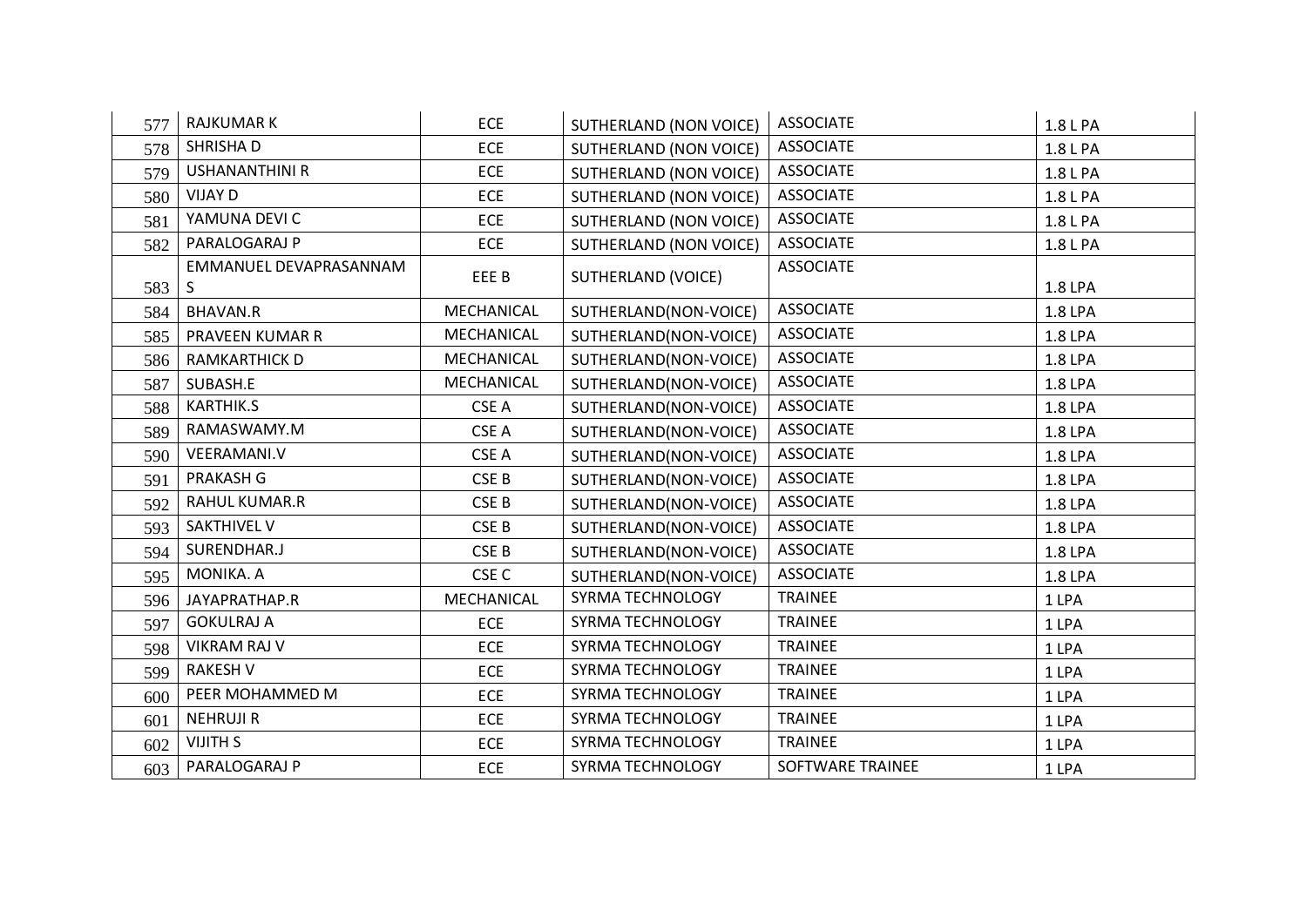| 577 | RAJKUMAR K | ECE | SUTHERLAND (NON VOICE) | ASSOCIATE | 1.8 L PA |
|---|---|---|---|---|---|
| 578 | SHRISHA D | ECE | SUTHERLAND (NON VOICE) | ASSOCIATE | 1.8 L PA |
| 579 | USHANANTHINI R | ECE | SUTHERLAND (NON VOICE) | ASSOCIATE | 1.8 L PA |
| 580 | VIJAY D | ECE | SUTHERLAND (NON VOICE) | ASSOCIATE | 1.8 L PA |
| 581 | YAMUNA DEVI C | ECE | SUTHERLAND (NON VOICE) | ASSOCIATE | 1.8 L PA |
| 582 | PARALOGARAJ P | ECE | SUTHERLAND (NON VOICE) | ASSOCIATE | 1.8 L PA |
| 583 | EMMANUEL DEVAPRASANNAM S | EEE B | SUTHERLAND (VOICE) | ASSOCIATE | 1.8 LPA |
| 584 | BHAVAN.R | MECHANICAL | SUTHERLAND(NON-VOICE) | ASSOCIATE | 1.8 LPA |
| 585 | PRAVEEN KUMAR R | MECHANICAL | SUTHERLAND(NON-VOICE) | ASSOCIATE | 1.8 LPA |
| 586 | RAMKARTHICK D | MECHANICAL | SUTHERLAND(NON-VOICE) | ASSOCIATE | 1.8 LPA |
| 587 | SUBASH.E | MECHANICAL | SUTHERLAND(NON-VOICE) | ASSOCIATE | 1.8 LPA |
| 588 | KARTHIK.S | CSE A | SUTHERLAND(NON-VOICE) | ASSOCIATE | 1.8 LPA |
| 589 | RAMASWAMY.M | CSE A | SUTHERLAND(NON-VOICE) | ASSOCIATE | 1.8 LPA |
| 590 | VEERAMANI.V | CSE A | SUTHERLAND(NON-VOICE) | ASSOCIATE | 1.8 LPA |
| 591 | PRAKASH G | CSE B | SUTHERLAND(NON-VOICE) | ASSOCIATE | 1.8 LPA |
| 592 | RAHUL KUMAR.R | CSE B | SUTHERLAND(NON-VOICE) | ASSOCIATE | 1.8 LPA |
| 593 | SAKTHIVEL V | CSE B | SUTHERLAND(NON-VOICE) | ASSOCIATE | 1.8 LPA |
| 594 | SURENDHAR.J | CSE B | SUTHERLAND(NON-VOICE) | ASSOCIATE | 1.8 LPA |
| 595 | MONIKA. A | CSE C | SUTHERLAND(NON-VOICE) | ASSOCIATE | 1.8 LPA |
| 596 | JAYAPRATHAP.R | MECHANICAL | SYRMA TECHNOLOGY | TRAINEE | 1 LPA |
| 597 | GOKULRAJ A | ECE | SYRMA TECHNOLOGY | TRAINEE | 1 LPA |
| 598 | VIKRAM RAJ V | ECE | SYRMA TECHNOLOGY | TRAINEE | 1 LPA |
| 599 | RAKESH V | ECE | SYRMA TECHNOLOGY | TRAINEE | 1 LPA |
| 600 | PEER MOHAMMED M | ECE | SYRMA TECHNOLOGY | TRAINEE | 1 LPA |
| 601 | NEHRUJI R | ECE | SYRMA TECHNOLOGY | TRAINEE | 1 LPA |
| 602 | VIJITH S | ECE | SYRMA TECHNOLOGY | TRAINEE | 1 LPA |
| 603 | PARALOGARAJ P | ECE | SYRMA TECHNOLOGY | SOFTWARE TRAINEE | 1 LPA |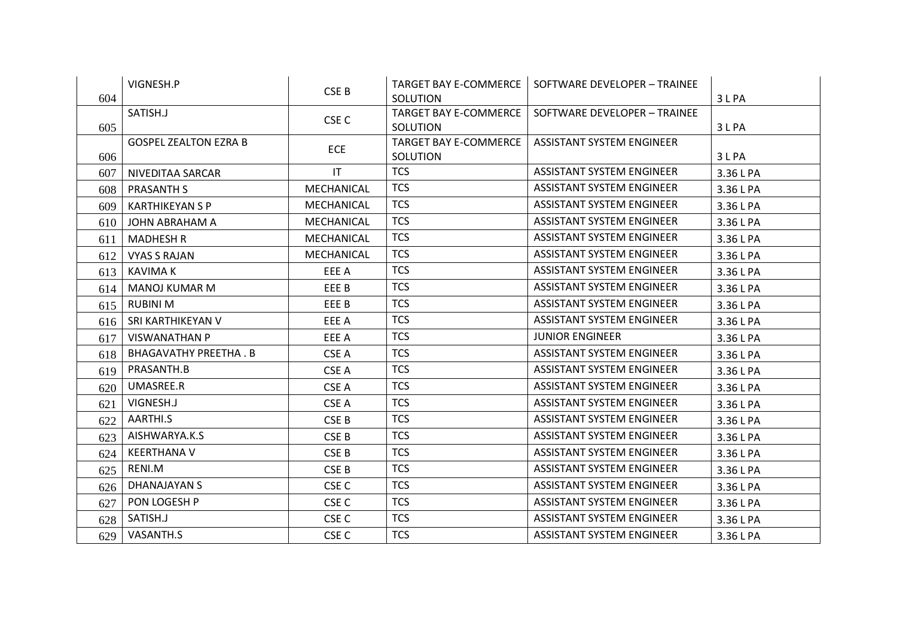| | | | | | |
|---|---|---|---|---|---|
| 604 | VIGNESH.P | CSE B | TARGET BAY E-COMMERCE SOLUTION | SOFTWARE DEVELOPER – TRAINEE | 3 L PA |
| 605 | SATISH.J | CSE C | TARGET BAY E-COMMERCE SOLUTION | SOFTWARE DEVELOPER – TRAINEE | 3 L PA |
| 606 | GOSPEL ZEALTON EZRA B | ECE | TARGET BAY E-COMMERCE SOLUTION | ASSISTANT SYSTEM ENGINEER | 3 L PA |
| 607 | NIVEDITAA SARCAR | IT | TCS | ASSISTANT SYSTEM ENGINEER | 3.36 L PA |
| 608 | PRASANTH S | MECHANICAL | TCS | ASSISTANT SYSTEM ENGINEER | 3.36 L PA |
| 609 | KARTHIKEYAN S P | MECHANICAL | TCS | ASSISTANT SYSTEM ENGINEER | 3.36 L PA |
| 610 | JOHN ABRAHAM A | MECHANICAL | TCS | ASSISTANT SYSTEM ENGINEER | 3.36 L PA |
| 611 | MADHESH R | MECHANICAL | TCS | ASSISTANT SYSTEM ENGINEER | 3.36 L PA |
| 612 | VYAS S RAJAN | MECHANICAL | TCS | ASSISTANT SYSTEM ENGINEER | 3.36 L PA |
| 613 | KAVIMA K | EEE A | TCS | ASSISTANT SYSTEM ENGINEER | 3.36 L PA |
| 614 | MANOJ KUMAR M | EEE B | TCS | ASSISTANT SYSTEM ENGINEER | 3.36 L PA |
| 615 | RUBINI M | EEE B | TCS | ASSISTANT SYSTEM ENGINEER | 3.36 L PA |
| 616 | SRI KARTHIKEYAN V | EEE A | TCS | ASSISTANT SYSTEM ENGINEER | 3.36 L PA |
| 617 | VISWANATHAN P | EEE A | TCS | JUNIOR ENGINEER | 3.36 L PA |
| 618 | BHAGAVATHY PREETHA . B | CSE A | TCS | ASSISTANT SYSTEM ENGINEER | 3.36 L PA |
| 619 | PRASANTH.B | CSE A | TCS | ASSISTANT SYSTEM ENGINEER | 3.36 L PA |
| 620 | UMASREE.R | CSE A | TCS | ASSISTANT SYSTEM ENGINEER | 3.36 L PA |
| 621 | VIGNESH.J | CSE A | TCS | ASSISTANT SYSTEM ENGINEER | 3.36 L PA |
| 622 | AARTHI.S | CSE B | TCS | ASSISTANT SYSTEM ENGINEER | 3.36 L PA |
| 623 | AISHWARYA.K.S | CSE B | TCS | ASSISTANT SYSTEM ENGINEER | 3.36 L PA |
| 624 | KEERTHANA V | CSE B | TCS | ASSISTANT SYSTEM ENGINEER | 3.36 L PA |
| 625 | RENI.M | CSE B | TCS | ASSISTANT SYSTEM ENGINEER | 3.36 L PA |
| 626 | DHANAJAYAN S | CSE C | TCS | ASSISTANT SYSTEM ENGINEER | 3.36 L PA |
| 627 | PON LOGESH P | CSE C | TCS | ASSISTANT SYSTEM ENGINEER | 3.36 L PA |
| 628 | SATISH.J | CSE C | TCS | ASSISTANT SYSTEM ENGINEER | 3.36 L PA |
| 629 | VASANTH.S | CSE C | TCS | ASSISTANT SYSTEM ENGINEER | 3.36 L PA |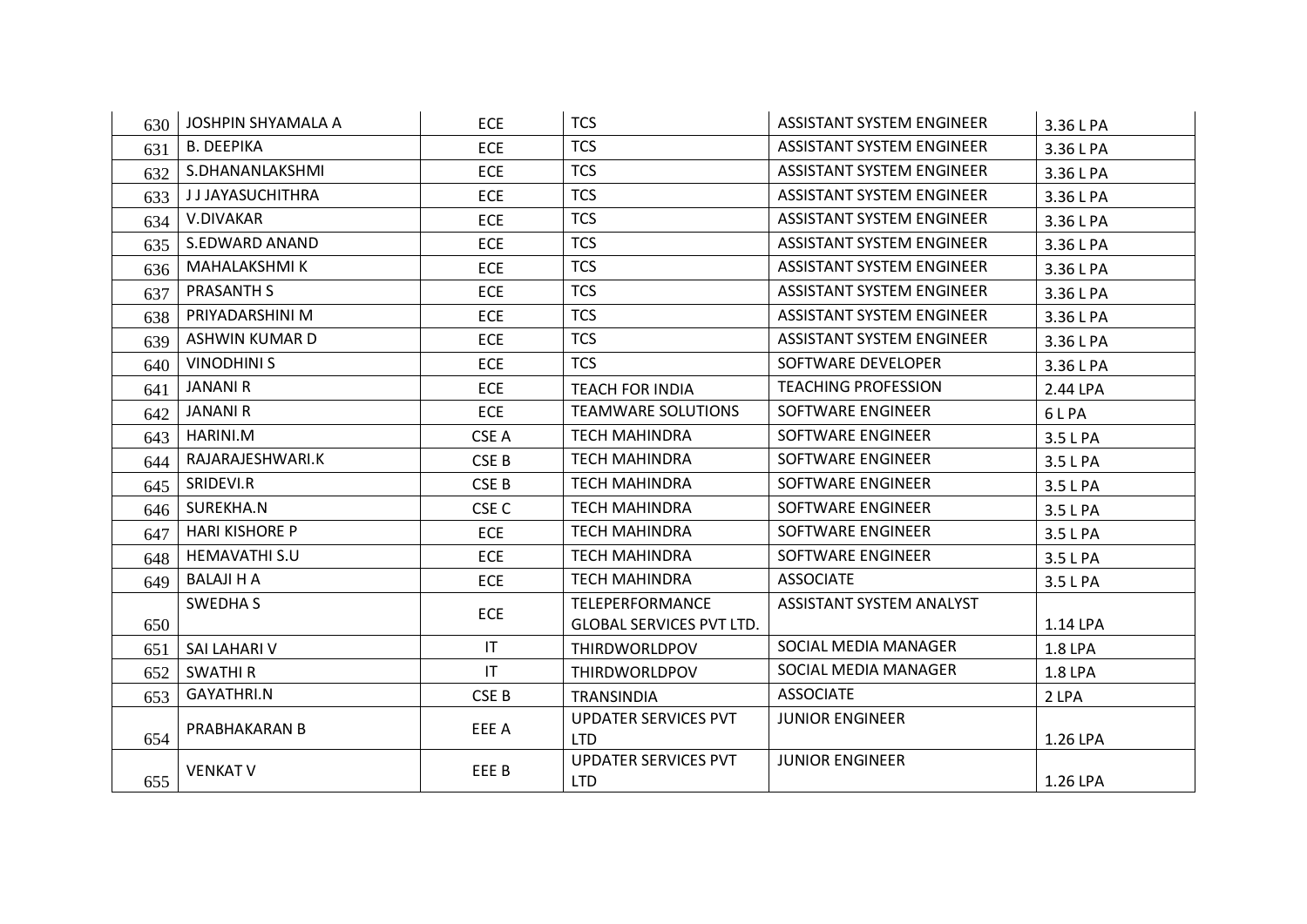| | | | | | |
|---|---|---|---|---|---|
| 630 | JOSHPIN SHYAMALA A | ECE | TCS | ASSISTANT SYSTEM ENGINEER | 3.36 L PA |
| 631 | B. DEEPIKA | ECE | TCS | ASSISTANT SYSTEM ENGINEER | 3.36 L PA |
| 632 | S.DHANANLAKSHMI | ECE | TCS | ASSISTANT SYSTEM ENGINEER | 3.36 L PA |
| 633 | J J JAYASUCHITHRA | ECE | TCS | ASSISTANT SYSTEM ENGINEER | 3.36 L PA |
| 634 | V.DIVAKAR | ECE | TCS | ASSISTANT SYSTEM ENGINEER | 3.36 L PA |
| 635 | S.EDWARD ANAND | ECE | TCS | ASSISTANT SYSTEM ENGINEER | 3.36 L PA |
| 636 | MAHALAKSHMI K | ECE | TCS | ASSISTANT SYSTEM ENGINEER | 3.36 L PA |
| 637 | PRASANTH S | ECE | TCS | ASSISTANT SYSTEM ENGINEER | 3.36 L PA |
| 638 | PRIYADARSHINI M | ECE | TCS | ASSISTANT SYSTEM ENGINEER | 3.36 L PA |
| 639 | ASHWIN KUMAR D | ECE | TCS | ASSISTANT SYSTEM ENGINEER | 3.36 L PA |
| 640 | VINODHINI S | ECE | TCS | SOFTWARE DEVELOPER | 3.36 L PA |
| 641 | JANANI R | ECE | TEACH FOR INDIA | TEACHING PROFESSION | 2.44 LPA |
| 642 | JANANI R | ECE | TEAMWARE SOLUTIONS | SOFTWARE ENGINEER | 6 L PA |
| 643 | HARINI.M | CSE A | TECH MAHINDRA | SOFTWARE ENGINEER | 3.5 L PA |
| 644 | RAJARAJESHWARI.K | CSE B | TECH MAHINDRA | SOFTWARE ENGINEER | 3.5 L PA |
| 645 | SRIDEVI.R | CSE B | TECH MAHINDRA | SOFTWARE ENGINEER | 3.5 L PA |
| 646 | SUREKHA.N | CSE C | TECH MAHINDRA | SOFTWARE ENGINEER | 3.5 L PA |
| 647 | HARI KISHORE P | ECE | TECH MAHINDRA | SOFTWARE ENGINEER | 3.5 L PA |
| 648 | HEMAVATHI S.U | ECE | TECH MAHINDRA | SOFTWARE ENGINEER | 3.5 L PA |
| 649 | BALAJI H A | ECE | TECH MAHINDRA | ASSOCIATE | 3.5 L PA |
| 650 | SWEDHA S | ECE | TELEPERFORMANCE GLOBAL SERVICES PVT LTD. | ASSISTANT SYSTEM ANALYST | 1.14 LPA |
| 651 | SAI LAHARI V | IT | THIRDWORLDPOV | SOCIAL MEDIA MANAGER | 1.8 LPA |
| 652 | SWATHI R | IT | THIRDWORLDPOV | SOCIAL MEDIA MANAGER | 1.8 LPA |
| 653 | GAYATHRI.N | CSE B | TRANSINDIA | ASSOCIATE | 2 LPA |
| 654 | PRABHAKARAN B | EEE A | UPDATER SERVICES PVT LTD | JUNIOR ENGINEER | 1.26 LPA |
| 655 | VENKAT V | EEE B | UPDATER SERVICES PVT LTD | JUNIOR ENGINEER | 1.26 LPA |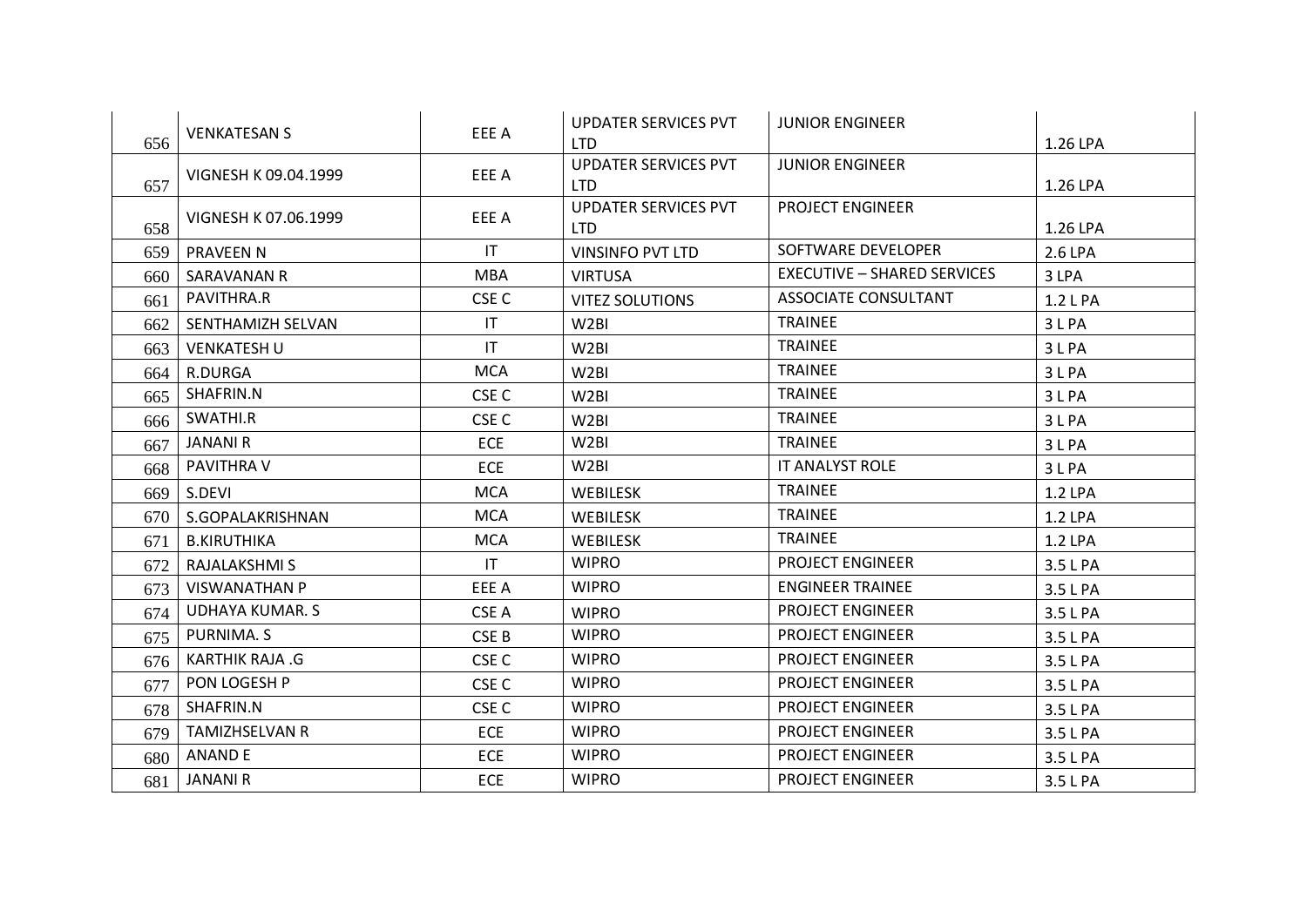| | | | | | |
|---|---|---|---|---|---|
| 656 | VENKATESAN S | EEE A | UPDATER SERVICES PVT LTD | JUNIOR ENGINEER | 1.26 LPA |
| 657 | VIGNESH K 09.04.1999 | EEE A | UPDATER SERVICES PVT LTD | JUNIOR ENGINEER | 1.26 LPA |
| 658 | VIGNESH K 07.06.1999 | EEE A | UPDATER SERVICES PVT LTD | PROJECT ENGINEER | 1.26 LPA |
| 659 | PRAVEEN N | IT | VINSINFO PVT LTD | SOFTWARE DEVELOPER | 2.6 LPA |
| 660 | SARAVANAN R | MBA | VIRTUSA | EXECUTIVE – SHARED SERVICES | 3 LPA |
| 661 | PAVITHRA.R | CSE C | VITEZ SOLUTIONS | ASSOCIATE CONSULTANT | 1.2 L PA |
| 662 | SENTHAMIZH SELVAN | IT | W2BI | TRAINEE | 3 L PA |
| 663 | VENKATESH U | IT | W2BI | TRAINEE | 3 L PA |
| 664 | R.DURGA | MCA | W2BI | TRAINEE | 3 L PA |
| 665 | SHAFRIN.N | CSE C | W2BI | TRAINEE | 3 L PA |
| 666 | SWATHI.R | CSE C | W2BI | TRAINEE | 3 L PA |
| 667 | JANANI R | ECE | W2BI | TRAINEE | 3 L PA |
| 668 | PAVITHRA V | ECE | W2BI | IT ANALYST ROLE | 3 L PA |
| 669 | S.DEVI | MCA | WEBILESK | TRAINEE | 1.2 LPA |
| 670 | S.GOPALAKRISHNAN | MCA | WEBILESK | TRAINEE | 1.2 LPA |
| 671 | B.KIRUTHIKA | MCA | WEBILESK | TRAINEE | 1.2 LPA |
| 672 | RAJALAKSHMI S | IT | WIPRO | PROJECT ENGINEER | 3.5 L PA |
| 673 | VISWANATHAN P | EEE A | WIPRO | ENGINEER TRAINEE | 3.5 L PA |
| 674 | UDHAYA KUMAR. S | CSE A | WIPRO | PROJECT ENGINEER | 3.5 L PA |
| 675 | PURNIMA. S | CSE B | WIPRO | PROJECT ENGINEER | 3.5 L PA |
| 676 | KARTHIK RAJA .G | CSE C | WIPRO | PROJECT ENGINEER | 3.5 L PA |
| 677 | PON LOGESH P | CSE C | WIPRO | PROJECT ENGINEER | 3.5 L PA |
| 678 | SHAFRIN.N | CSE C | WIPRO | PROJECT ENGINEER | 3.5 L PA |
| 679 | TAMIZHSELVAN R | ECE | WIPRO | PROJECT ENGINEER | 3.5 L PA |
| 680 | ANAND E | ECE | WIPRO | PROJECT ENGINEER | 3.5 L PA |
| 681 | JANANI R | ECE | WIPRO | PROJECT ENGINEER | 3.5 L PA |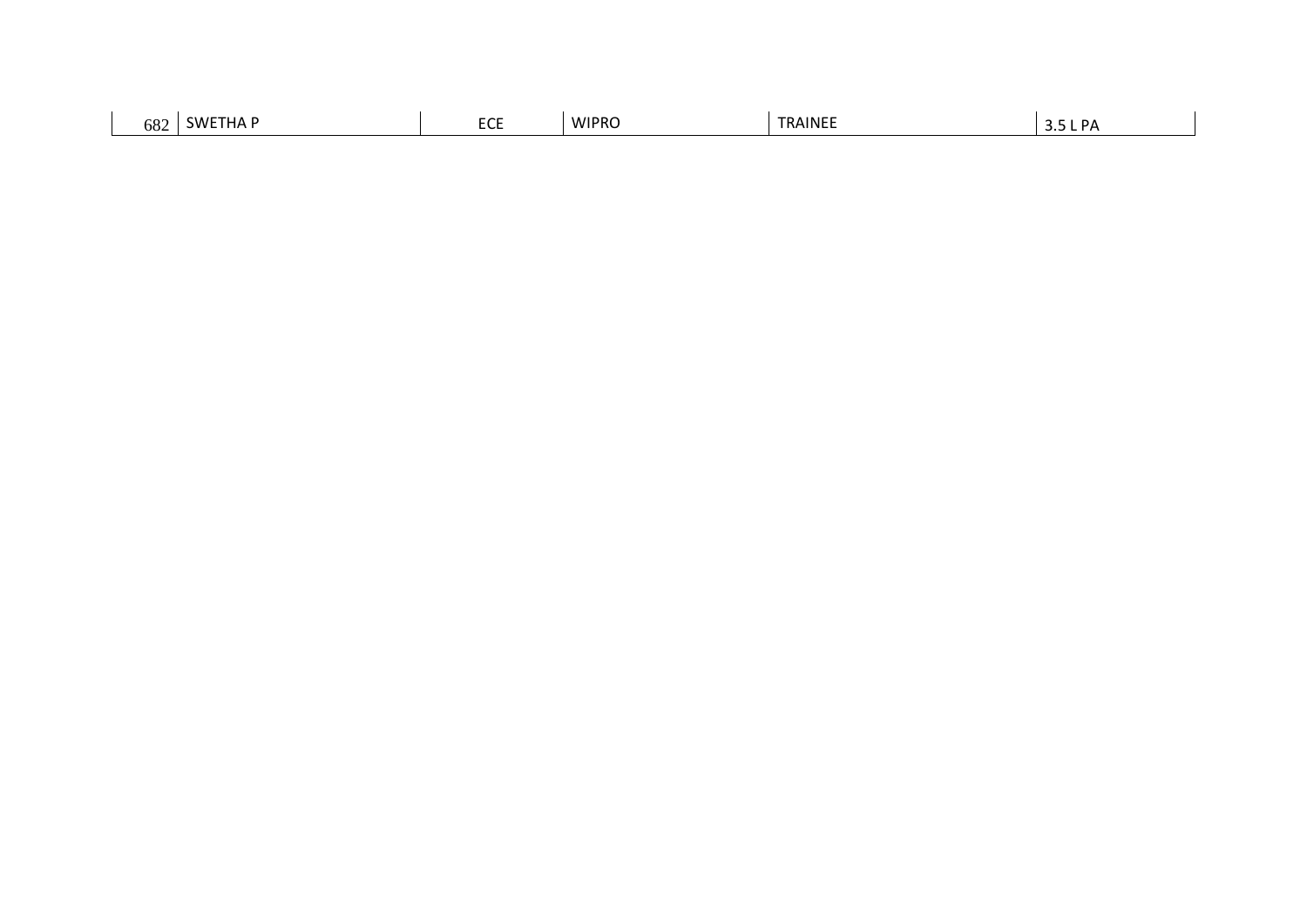| | | | | | |
|---|---|---|---|---|---|
| 682 | SWETHA P | ECE | WIPRO | TRAINEE | 3.5 L PA |